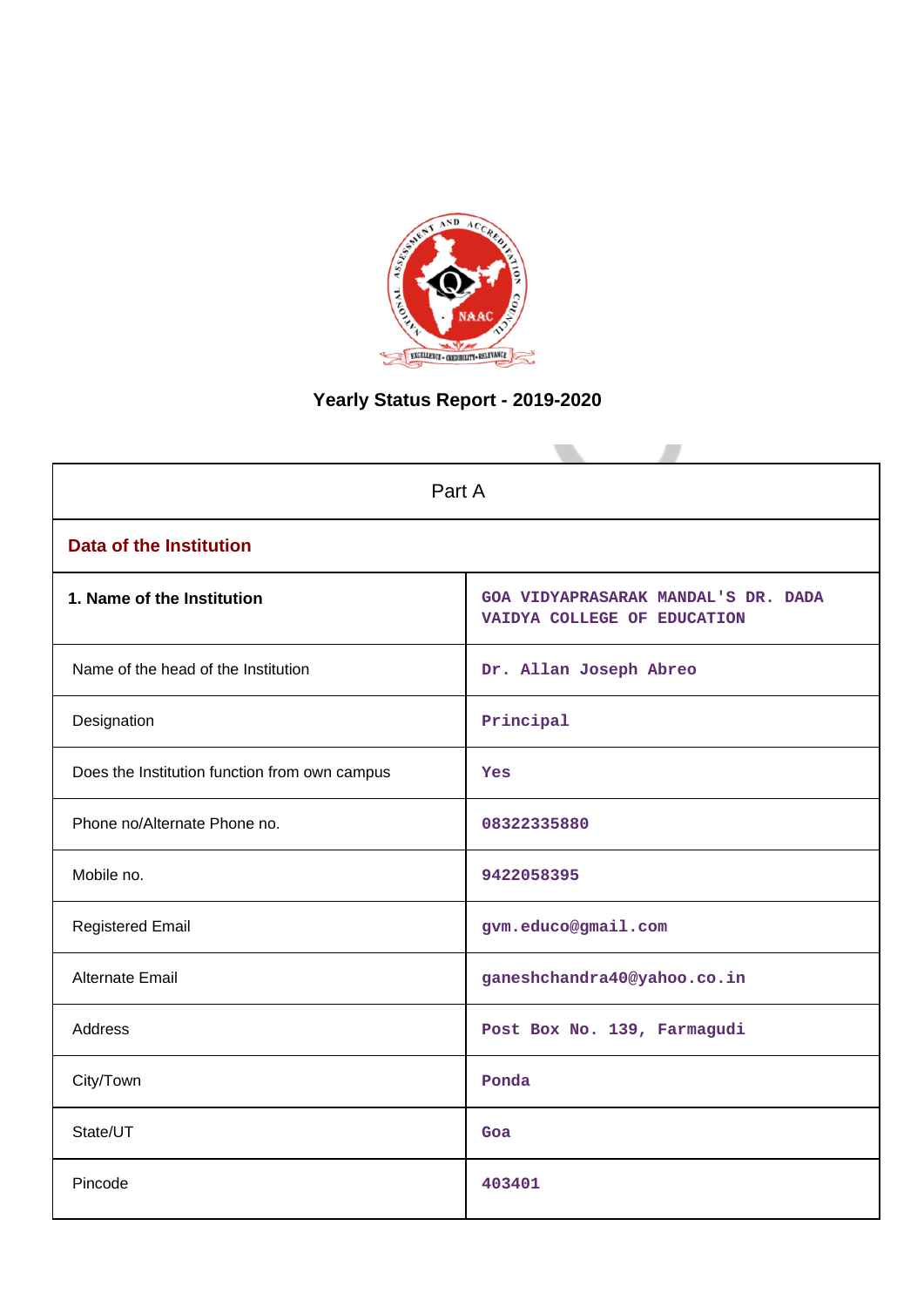# Yearly Status Report - 2019-2020

| Part A | |
|---|---|
| **Data of the Institution** | |
| **1. Name of the Institution** | GOA VIDYAPRASARAK MANDAL'S DR. DADA VAIDYA COLLEGE OF EDUCATION |
| Name of the head of the Institution | Dr. Allan Joseph Abreo |
| Designation | Principal |
| Does the Institution function from own campus | Yes |
| Phone no/Alternate Phone no. | 08322335880 |
| Mobile no. | 9422058395 |
| Registered Email | gvm.educo@gmail.com |
| Alternate Email | ganeshchandra40@yahoo.co.in |
| Address | Post Box No. 139, Farmagudi |
| City/Town | Ponda |
| State/UT | Goa |
| Pincode | 403401 |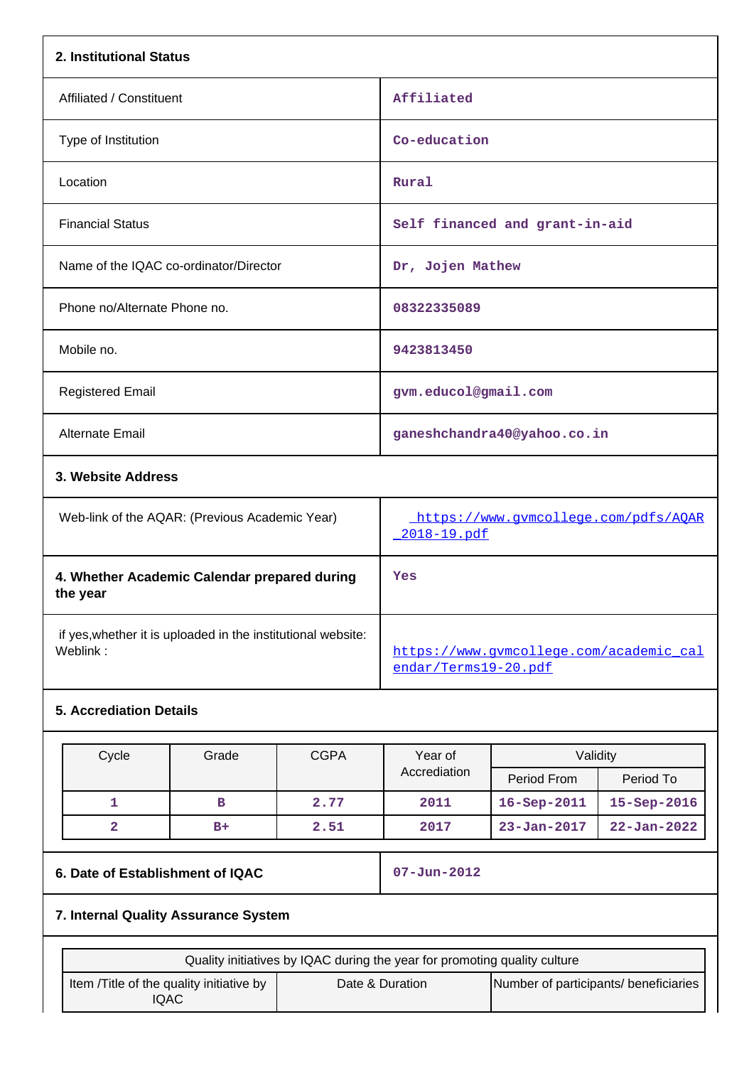## 2. Institutional Status

| | |
|---|---|
| Affiliated / Constituent | Affiliated |
| Type of Institution | Co-education |
| Location | Rural |
| Financial Status | Self financed and grant-in-aid |
| Name of the IQAC co-ordinator/Director | Dr, Jojen Mathew |
| Phone no/Alternate Phone no. | 08322335089 |
| Mobile no. | 9423813450 |
| Registered Email | gvm.educol@gmail.com |
| Alternate Email | ganeshchandra40@yahoo.co.in |

## 3. Website Address

| | |
|---|---|
| Web-link of the AQAR: (Previous Academic Year) | https://www.gvmcollege.com/pdfs/AQAR_2018-19.pdf |
| **4. Whether Academic Calendar prepared during the year** | Yes |
| if yes,whether it is uploaded in the institutional website: Weblink : | https://www.gvmcollege.com/academic_calendar/Terms19-20.pdf |

## 5. Accreditation Details

| Cycle | Grade | CGPA | Year of Accrediation | Validity | |
|---|---|---|---|---|---|
| | | | | Period From | Period To |
| 1 | B | 2.77 | 2011 | 16-Sep-2011 | 15-Sep-2016 |
| 2 | B+ | 2.51 | 2017 | 23-Jan-2017 | 22-Jan-2022 |

| | |
|---|---|
| **6. Date of Establishment of IQAC** | 07-Jun-2012 |

## 7. Internal Quality Assurance System

| Quality initiatives by IQAC during the year for promoting quality culture | | |
|---|---|---|
| Item /Title of the quality initiative by IQAC | Date & Duration | Number of participants/ beneficiaries |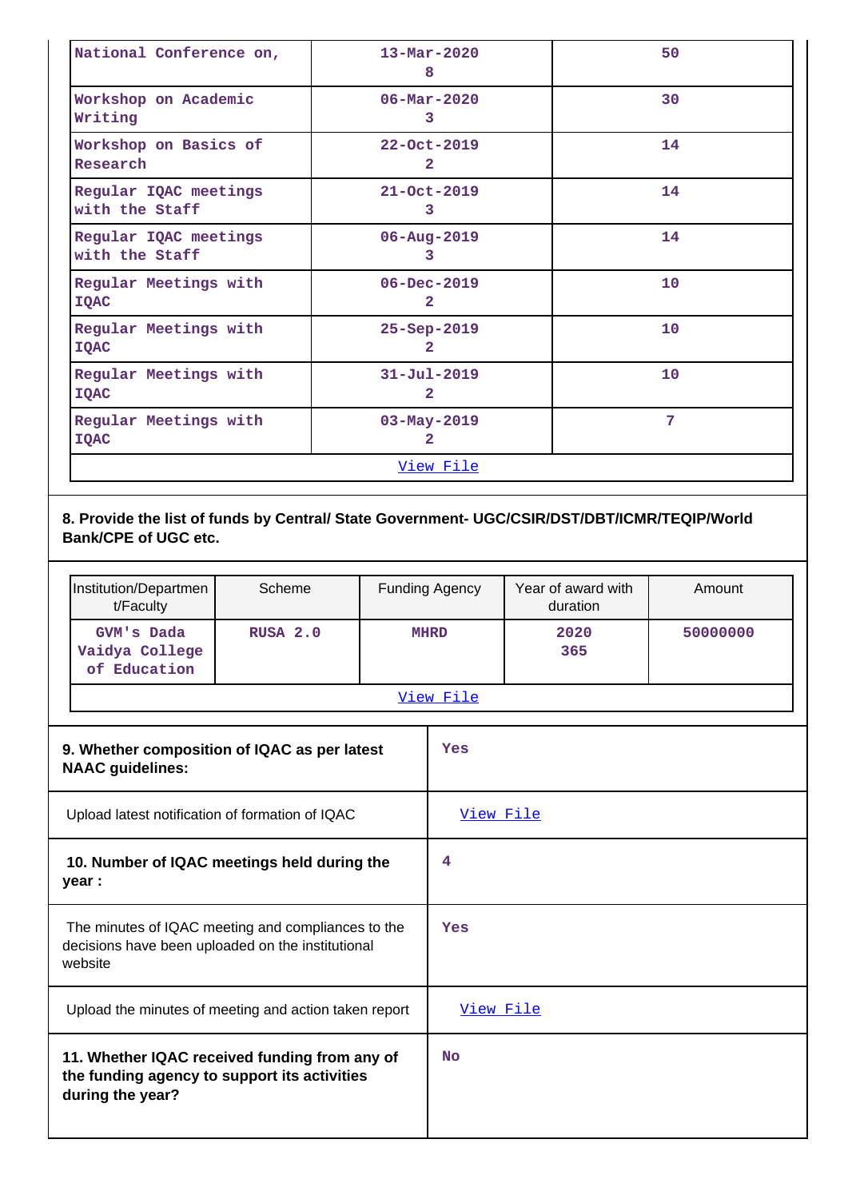| | | |
|---|---|---|
| National Conference on, | 13-Mar-2020<br>8 | 50 |
| Workshop on Academic Writing | 06-Mar-2020<br>3 | 30 |
| Workshop on Basics of Research | 22-Oct-2019<br>2 | 14 |
| Regular IQAC meetings with the Staff | 21-Oct-2019<br>3 | 14 |
| Regular IQAC meetings with the Staff | 06-Aug-2019<br>3 | 14 |
| Regular Meetings with IQAC | 06-Dec-2019<br>2 | 10 |
| Regular Meetings with IQAC | 25-Sep-2019<br>2 | 10 |
| Regular Meetings with IQAC | 31-Jul-2019<br>2 | 10 |
| Regular Meetings with IQAC | 03-May-2019<br>2 | 7 |
| View File | | |

**8. Provide the list of funds by Central/ State Government- UGC/CSIR/DST/DBT/ICMR/TEQIP/World Bank/CPE of UGC etc.**

| Institution/Department/Faculty | Scheme | Funding Agency | Year of award with duration | Amount |
|---|---|---|---|---|
| GVM's Dada Vaidya College of Education | RUSA 2.0 | MHRD | 2020<br>365 | 50000000 |
| View File | | | | |

| | |
|---|---|
| **9. Whether composition of IQAC as per latest NAAC guidelines:** | Yes |
| Upload latest notification of formation of IQAC | View File |
| **10. Number of IQAC meetings held during the year :** | 4 |
| The minutes of IQAC meeting and compliances to the decisions have been uploaded on the institutional website | Yes |
| Upload the minutes of meeting and action taken report | View File |
| **11. Whether IQAC received funding from any of the funding agency to support its activities during the year?** | No |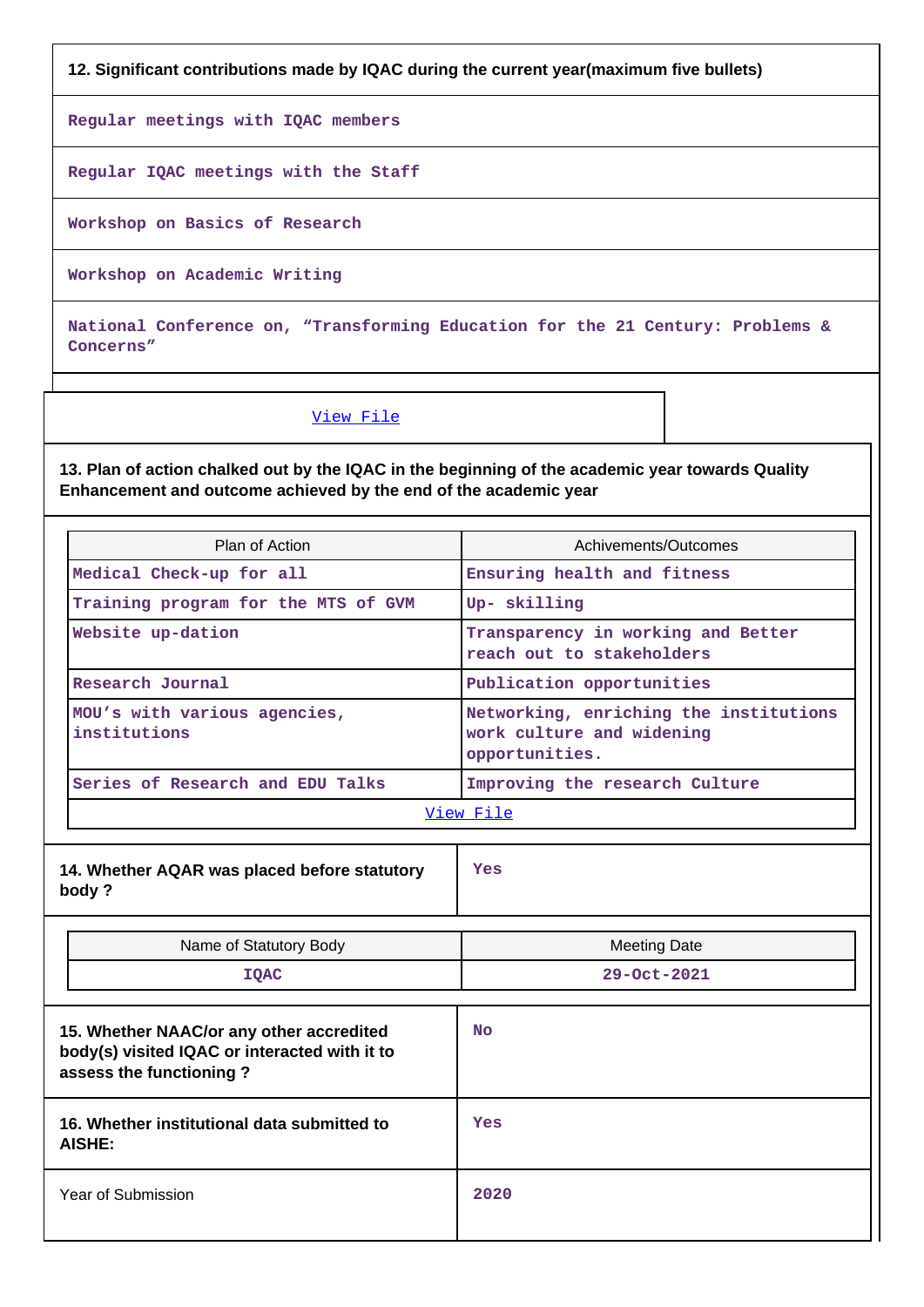**12. Significant contributions made by IQAC during the current year(maximum five bullets)**

Regular meetings with IQAC members

Regular IQAC meetings with the Staff

Workshop on Basics of Research

Workshop on Academic Writing

National Conference on, "Transforming Education for the 21 Century: Problems & Concerns"

View File

**13. Plan of action chalked out by the IQAC in the beginning of the academic year towards Quality Enhancement and outcome achieved by the end of the academic year**

| Plan of Action | Achivements/Outcomes |
|---|---|
| Medical Check-up for all | Ensuring health and fitness |
| Training program for the MTS of GVM | Up- skilling |
| Website up-dation | Transparency in working and Better reach out to stakeholders |
| Research Journal | Publication opportunities |
| MOU's with various agencies, institutions | Networking, enriching the institutions work culture and widening opportunities. |
| Series of Research and EDU Talks | Improving the research Culture |

View File

| **14. Whether AQAR was placed before statutory body ?** | Yes |
|---|---|

| Name of Statutory Body | Meeting Date |
|---|---|
| IQAC | 29-Oct-2021 |

| **15. Whether NAAC/or any other accredited body(s) visited IQAC or interacted with it to assess the functioning ?** | No |
|---|---|
| **16. Whether institutional data submitted to AISHE:** | Yes |
| Year of Submission | 2020 |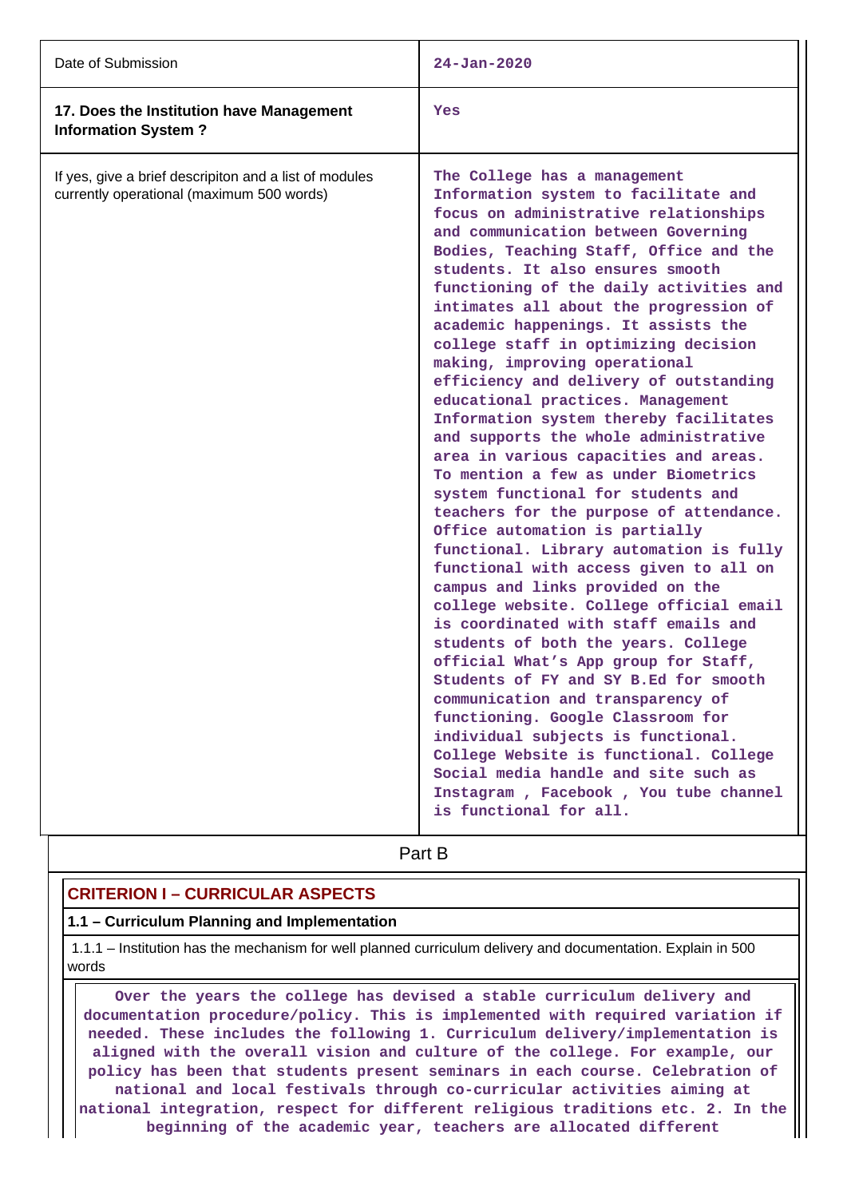| Date of Submission | 24-Jan-2020 |
|---|---|
| **17. Does the Institution have Management Information System ?** | Yes |
| If yes, give a brief descripiton and a list of modules currently operational (maximum 500 words) | The College has a management Information system to facilitate and focus on administrative relationships and communication between Governing Bodies, Teaching Staff, Office and the students. It also ensures smooth functioning of the daily activities and intimates all about the progression of academic happenings. It assists the college staff in optimizing decision making, improving operational efficiency and delivery of outstanding educational practices. Management Information system thereby facilitates and supports the whole administrative area in various capacities and areas. To mention a few as under Biometrics system functional for students and teachers for the purpose of attendance. Office automation is partially functional. Library automation is fully functional with access given to all on campus and links provided on the college website. College official email is coordinated with staff emails and students of both the years. College official What's App group for Staff, Students of FY and SY B.Ed for smooth communication and transparency of functioning. Google Classroom for individual subjects is functional. College Website is functional. College Social media handle and site such as Instagram , Facebook , You tube channel is functional for all. |

# Part B

## CRITERION I – CURRICULAR ASPECTS

### 1.1 – Curriculum Planning and Implementation

1.1.1 – Institution has the mechanism for well planned curriculum delivery and documentation. Explain in 500 words

Over the years the college has devised a stable curriculum delivery and documentation procedure/policy. This is implemented with required variation if needed. These includes the following 1. Curriculum delivery/implementation is aligned with the overall vision and culture of the college. For example, our policy has been that students present seminars in each course. Celebration of national and local festivals through co-curricular activities aiming at national integration, respect for different religious traditions etc. 2. In the beginning of the academic year, teachers are allocated different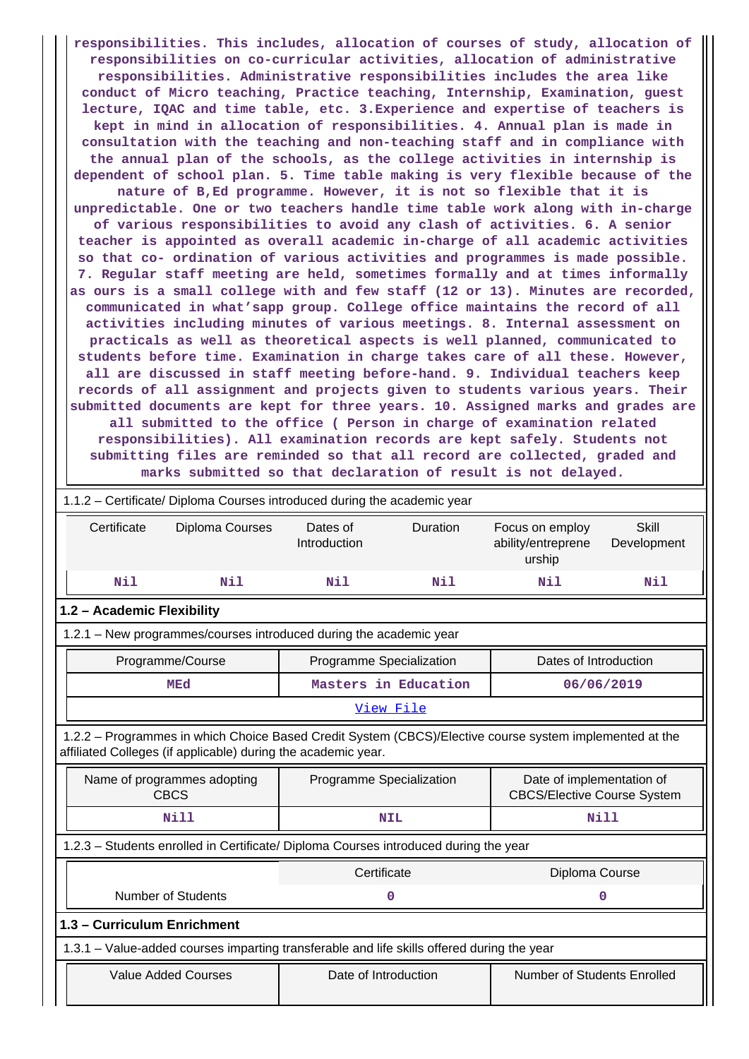responsibilities. This includes, allocation of courses of study, allocation of responsibilities on co-curricular activities, allocation of administrative responsibilities. Administrative responsibilities includes the area like conduct of Micro teaching, Practice teaching, Internship, Examination, guest lecture, IQAC and time table, etc. 3.Experience and expertise of teachers is kept in mind in allocation of responsibilities. 4. Annual plan is made in consultation with the teaching and non-teaching staff and in compliance with the annual plan of the schools, as the college activities in internship is dependent of school plan. 5. Time table making is very flexible because of the nature of B,Ed programme. However, it is not so flexible that it is unpredictable. One or two teachers handle time table work along with in-charge of various responsibilities to avoid any clash of activities. 6. A senior teacher is appointed as overall academic in-charge of all academic activities so that co- ordination of various activities and programmes is made possible. 7. Regular staff meeting are held, sometimes formally and at times informally as ours is a small college with and few staff (12 or 13). Minutes are recorded, communicated in what'sapp group. College office maintains the record of all activities including minutes of various meetings. 8. Internal assessment on practicals as well as theoretical aspects is well planned, communicated to students before time. Examination in charge takes care of all these. However, all are discussed in staff meeting before-hand. 9. Individual teachers keep records of all assignment and projects given to students various years. Their submitted documents are kept for three years. 10. Assigned marks and grades are all submitted to the office ( Person in charge of examination related responsibilities). All examination records are kept safely. Students not submitting files are reminded so that all record are collected, graded and marks submitted so that declaration of result is not delayed.

1.1.2 – Certificate/ Diploma Courses introduced during the academic year

| Certificate | Diploma Courses | Dates of Introduction | Duration | Focus on employ ability/entreprene urship | Skill Development |
|---|---|---|---|---|---|
| Nil | Nil | Nil | Nil | Nil | Nil |

## 1.2 – Academic Flexibility

1.2.1 – New programmes/courses introduced during the academic year

| Programme/Course | Programme Specialization | Dates of Introduction |
|---|---|---|
| MEd | Masters in Education | 06/06/2019 |
| View File | | |

1.2.2 – Programmes in which Choice Based Credit System (CBCS)/Elective course system implemented at the affiliated Colleges (if applicable) during the academic year.

| Name of programmes adopting CBCS | Programme Specialization | Date of implementation of CBCS/Elective Course System |
|---|---|---|
| Nill | NIL | Nill |

1.2.3 – Students enrolled in Certificate/ Diploma Courses introduced during the year

| | Certificate | Diploma Course |
|---|---|---|
| Number of Students | 0 | 0 |

## 1.3 – Curriculum Enrichment

1.3.1 – Value-added courses imparting transferable and life skills offered during the year

| Value Added Courses | Date of Introduction | Number of Students Enrolled |
|---|---|---|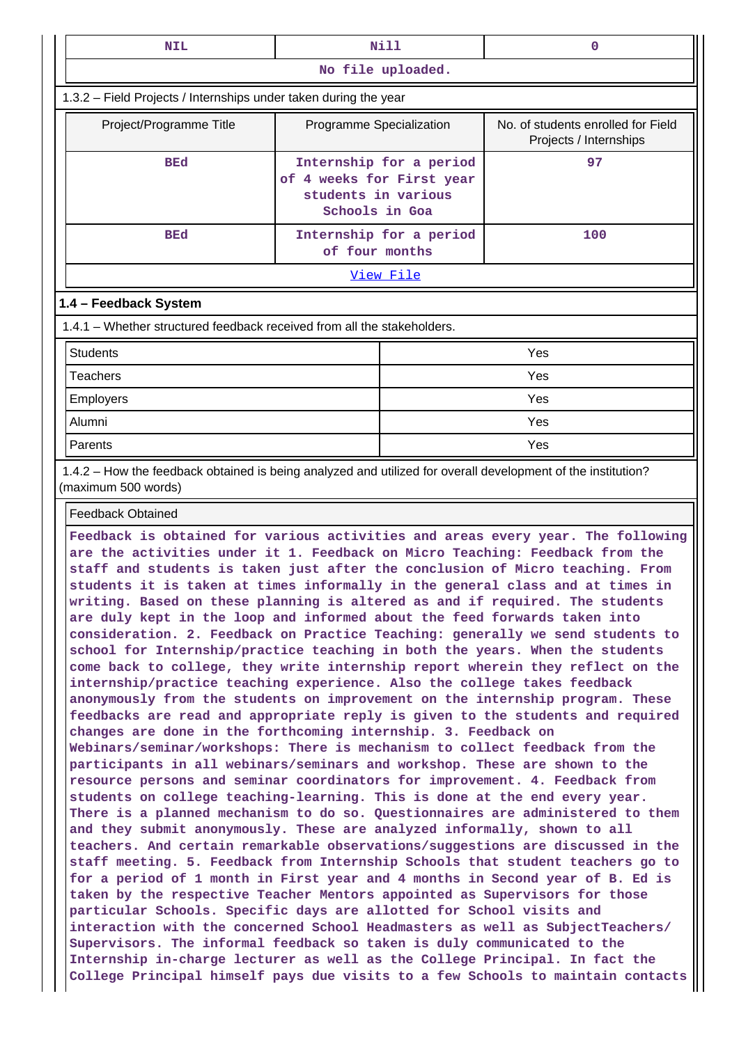| NIL | Nill | 0 |
|---|---|---|
| No file uploaded. | | |

1.3.2 – Field Projects / Internships under taken during the year

| Project/Programme Title | Programme Specialization | No. of students enrolled for Field Projects / Internships |
|---|---|---|
| BEd | Internship for a period of 4 weeks for First year students in various Schools in Goa | 97 |
| BEd | Internship for a period of four months | 100 |
| View File | | |

### 1.4 – Feedback System

1.4.1 – Whether structured feedback received from all the stakeholders.

| Students | Yes |
|---|---|
| Teachers | Yes |
| Employers | Yes |
| Alumni | Yes |
| Parents | Yes |

1.4.2 – How the feedback obtained is being analyzed and utilized for overall development of the institution? (maximum 500 words)

Feedback Obtained

Feedback is obtained for various activities and areas every year. The following are the activities under it 1. Feedback on Micro Teaching: Feedback from the staff and students is taken just after the conclusion of Micro teaching. From students it is taken at times informally in the general class and at times in writing. Based on these planning is altered as and if required. The students are duly kept in the loop and informed about the feed forwards taken into consideration. 2. Feedback on Practice Teaching: generally we send students to school for Internship/practice teaching in both the years. When the students come back to college, they write internship report wherein they reflect on the internship/practice teaching experience. Also the college takes feedback anonymously from the students on improvement on the internship program. These feedbacks are read and appropriate reply is given to the students and required changes are done in the forthcoming internship. 3. Feedback on Webinars/seminar/workshops: There is mechanism to collect feedback from the participants in all webinars/seminars and workshop. These are shown to the resource persons and seminar coordinators for improvement. 4. Feedback from students on college teaching-learning. This is done at the end every year. There is a planned mechanism to do so. Questionnaires are administered to them and they submit anonymously. These are analyzed informally, shown to all teachers. And certain remarkable observations/suggestions are discussed in the staff meeting. 5. Feedback from Internship Schools that student teachers go to for a period of 1 month in First year and 4 months in Second year of B. Ed is taken by the respective Teacher Mentors appointed as Supervisors for those particular Schools. Specific days are allotted for School visits and interaction with the concerned School Headmasters as well as SubjectTeachers/ Supervisors. The informal feedback so taken is duly communicated to the Internship in-charge lecturer as well as the College Principal. In fact the College Principal himself pays due visits to a few Schools to maintain contacts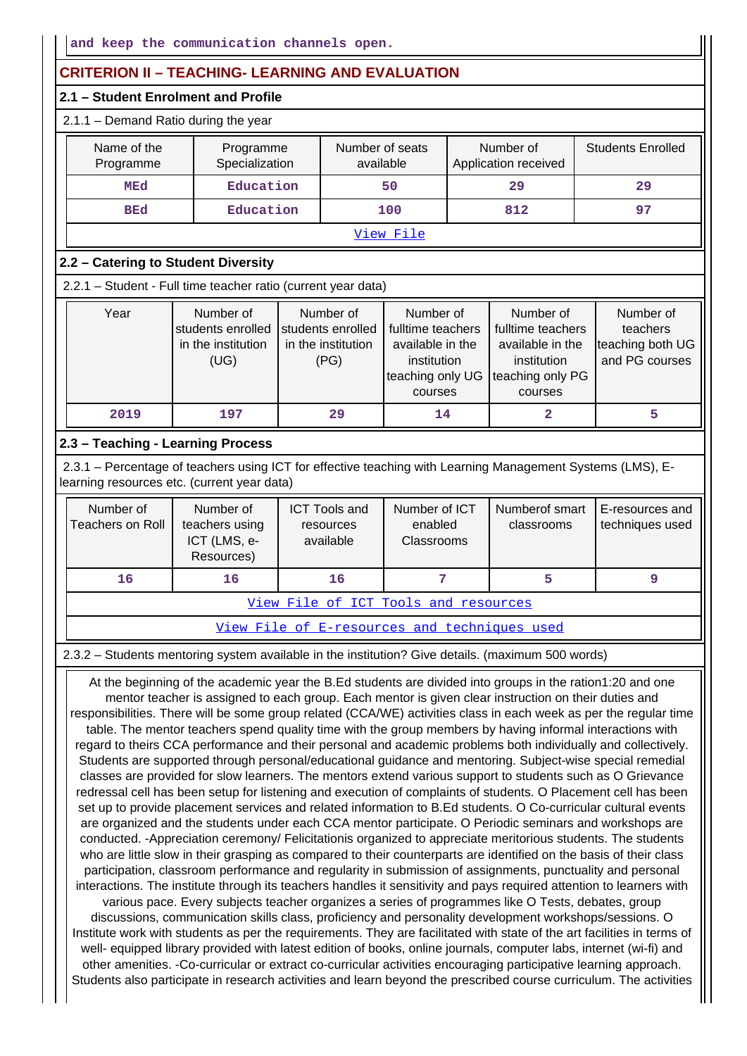and keep the communication channels open.

## CRITERION II – TEACHING- LEARNING AND EVALUATION

### 2.1 – Student Enrolment and Profile

2.1.1 – Demand Ratio during the year

| Name of the Programme | Programme Specialization | Number of seats available | Number of Application received | Students Enrolled |
|---|---|---|---|---|
| MEd | Education | 50 | 29 | 29 |
| BEd | Education | 100 | 812 | 97 |
| View File | | | | |

### 2.2 – Catering to Student Diversity

2.2.1 – Student - Full time teacher ratio (current year data)

| Year | Number of students enrolled in the institution (UG) | Number of students enrolled in the institution (PG) | Number of fulltime teachers available in the institution teaching only UG courses | Number of fulltime teachers available in the institution teaching only PG courses | Number of teachers teaching both UG and PG courses |
|---|---|---|---|---|---|
| 2019 | 197 | 29 | 14 | 2 | 5 |

### 2.3 – Teaching - Learning Process

2.3.1 – Percentage of teachers using ICT for effective teaching with Learning Management Systems (LMS), E-learning resources etc. (current year data)

| Number of Teachers on Roll | Number of teachers using ICT (LMS, e-Resources) | ICT Tools and resources available | Number of ICT enabled Classrooms | Numberof smart classrooms | E-resources and techniques used |
|---|---|---|---|---|---|
| 16 | 16 | 16 | 7 | 5 | 9 |
| View File of ICT Tools and resources | | | | | |
| View File of E-resources and techniques used | | | | | |

2.3.2 – Students mentoring system available in the institution? Give details. (maximum 500 words)

At the beginning of the academic year the B.Ed students are divided into groups in the ration1:20 and one mentor teacher is assigned to each group. Each mentor is given clear instruction on their duties and responsibilities. There will be some group related (CCA/WE) activities class in each week as per the regular time table. The mentor teachers spend quality time with the group members by having informal interactions with regard to theirs CCA performance and their personal and academic problems both individually and collectively. Students are supported through personal/educational guidance and mentoring. Subject-wise special remedial classes are provided for slow learners. The mentors extend various support to students such as O Grievance redressal cell has been setup for listening and execution of complaints of students. O Placement cell has been set up to provide placement services and related information to B.Ed students. O Co-curricular cultural events are organized and the students under each CCA mentor participate. O Periodic seminars and workshops are conducted. -Appreciation ceremony/ Felicitationis organized to appreciate meritorious students. The students who are little slow in their grasping as compared to their counterparts are identified on the basis of their class participation, classroom performance and regularity in submission of assignments, punctuality and personal interactions. The institute through its teachers handles it sensitivity and pays required attention to learners with various pace. Every subjects teacher organizes a series of programmes like O Tests, debates, group discussions, communication skills class, proficiency and personality development workshops/sessions. O Institute work with students as per the requirements. They are facilitated with state of the art facilities in terms of well- equipped library provided with latest edition of books, online journals, computer labs, internet (wi-fi) and other amenities. -Co-curricular or extract co-curricular activities encouraging participative learning approach. Students also participate in research activities and learn beyond the prescribed course curriculum. The activities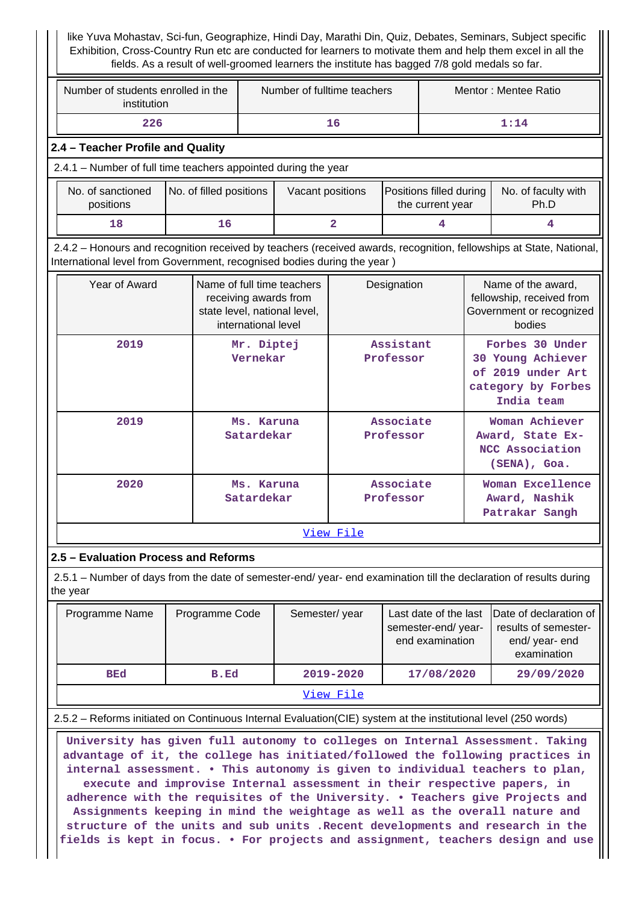like Yuva Mohastav, Sci-fun, Geographize, Hindi Day, Marathi Din, Quiz, Debates, Seminars, Subject specific Exhibition, Cross-Country Run etc are conducted for learners to motivate them and help them excel in all the fields. As a result of well-groomed learners the institute has bagged 7/8 gold medals so far.

| Number of students enrolled in the institution | Number of fulltime teachers | Mentor : Mentee Ratio |
|---|---|---|
| 226 | 16 | 1:14 |

## 2.4 – Teacher Profile and Quality

2.4.1 – Number of full time teachers appointed during the year

| No. of sanctioned positions | No. of filled positions | Vacant positions | Positions filled during the current year | No. of faculty with Ph.D |
|---|---|---|---|---|
| 18 | 16 | 2 | 4 | 4 |

2.4.2 – Honours and recognition received by teachers (received awards, recognition, fellowships at State, National, International level from Government, recognised bodies during the year )

| Year of Award | Name of full time teachers receiving awards from state level, national level, international level | Designation | Name of the award, fellowship, received from Government or recognized bodies |
|---|---|---|---|
| 2019 | Mr. Diptej Vernekar | Assistant Professor | Forbes 30 Under 30 Young Achiever of 2019 under Art category by Forbes India team |
| 2019 | Ms. Karuna Satardekar | Associate Professor | Woman Achiever Award, State Ex-NCC Association (SENA), Goa. |
| 2020 | Ms. Karuna Satardekar | Associate Professor | Woman Excellence Award, Nashik Patrakar Sangh |

View File

## 2.5 – Evaluation Process and Reforms

2.5.1 – Number of days from the date of semester-end/ year- end examination till the declaration of results during the year

| Programme Name | Programme Code | Semester/ year | Last date of the last semester-end/ year-end examination | Date of declaration of results of semester-end/ year- end examination |
|---|---|---|---|---|
| BEd | B.Ed | 2019-2020 | 17/08/2020 | 29/09/2020 |

View File

2.5.2 – Reforms initiated on Continuous Internal Evaluation(CIE) system at the institutional level (250 words)

University has given full autonomy to colleges on Internal Assessment. Taking advantage of it, the college has initiated/followed the following practices in internal assessment. • This autonomy is given to individual teachers to plan, execute and improvise Internal assessment in their respective papers, in adherence with the requisites of the University. • Teachers give Projects and Assignments keeping in mind the weightage as well as the overall nature and structure of the units and sub units .Recent developments and research in the fields is kept in focus. • For projects and assignment, teachers design and use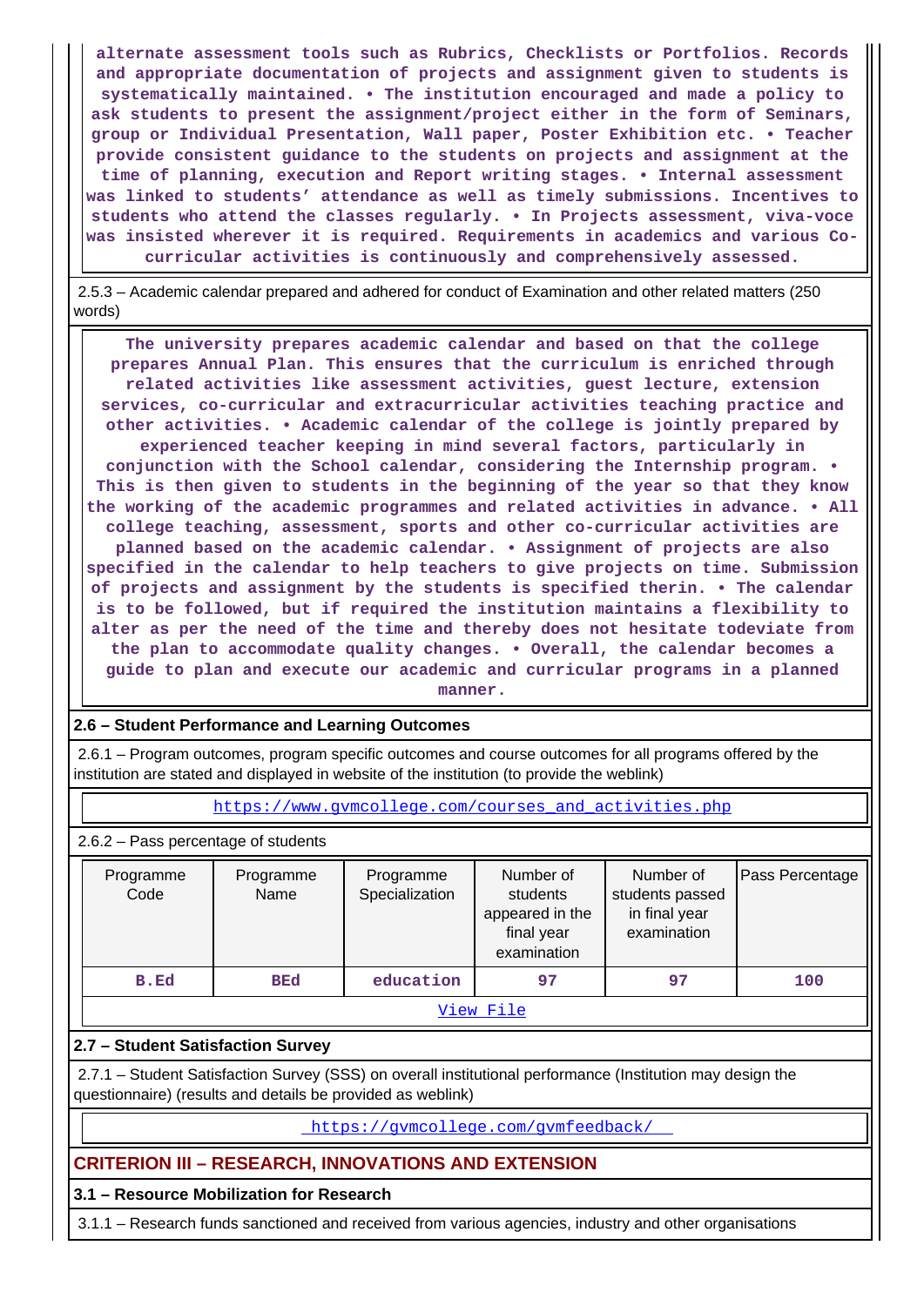alternate assessment tools such as Rubrics, Checklists or Portfolios. Records and appropriate documentation of projects and assignment given to students is systematically maintained. • The institution encouraged and made a policy to ask students to present the assignment/project either in the form of Seminars, group or Individual Presentation, Wall paper, Poster Exhibition etc. • Teacher provide consistent guidance to the students on projects and assignment at the time of planning, execution and Report writing stages. • Internal assessment was linked to students' attendance as well as timely submissions. Incentives to students who attend the classes regularly. • In Projects assessment, viva-voce was insisted wherever it is required. Requirements in academics and various Co-curricular activities is continuously and comprehensively assessed.

2.5.3 – Academic calendar prepared and adhered for conduct of Examination and other related matters (250 words)

The university prepares academic calendar and based on that the college prepares Annual Plan. This ensures that the curriculum is enriched through related activities like assessment activities, guest lecture, extension services, co-curricular and extracurricular activities teaching practice and other activities. • Academic calendar of the college is jointly prepared by experienced teacher keeping in mind several factors, particularly in conjunction with the School calendar, considering the Internship program. • This is then given to students in the beginning of the year so that they know the working of the academic programmes and related activities in advance. • All college teaching, assessment, sports and other co-curricular activities are planned based on the academic calendar. • Assignment of projects are also specified in the calendar to help teachers to give projects on time. Submission of projects and assignment by the students is specified therin. • The calendar is to be followed, but if required the institution maintains a flexibility to alter as per the need of the time and thereby does not hesitate todeviate from the plan to accommodate quality changes. • Overall, the calendar becomes a guide to plan and execute our academic and curricular programs in a planned manner.

## 2.6 – Student Performance and Learning Outcomes

2.6.1 – Program outcomes, program specific outcomes and course outcomes for all programs offered by the institution are stated and displayed in website of the institution (to provide the weblink)

https://www.gvmcollege.com/courses_and_activities.php

2.6.2 – Pass percentage of students

| Programme Code | Programme Name | Programme Specialization | Number of students appeared in the final year examination | Number of students passed in final year examination | Pass Percentage |
|---|---|---|---|---|---|
| B.Ed | BEd | education | 97 | 97 | 100 |

View File

## 2.7 – Student Satisfaction Survey

2.7.1 – Student Satisfaction Survey (SSS) on overall institutional performance (Institution may design the questionnaire) (results and details be provided as weblink)

https://gvmcollege.com/gvmfeedback/

# CRITERION III – RESEARCH, INNOVATIONS AND EXTENSION

## 3.1 – Resource Mobilization for Research

3.1.1 – Research funds sanctioned and received from various agencies, industry and other organisations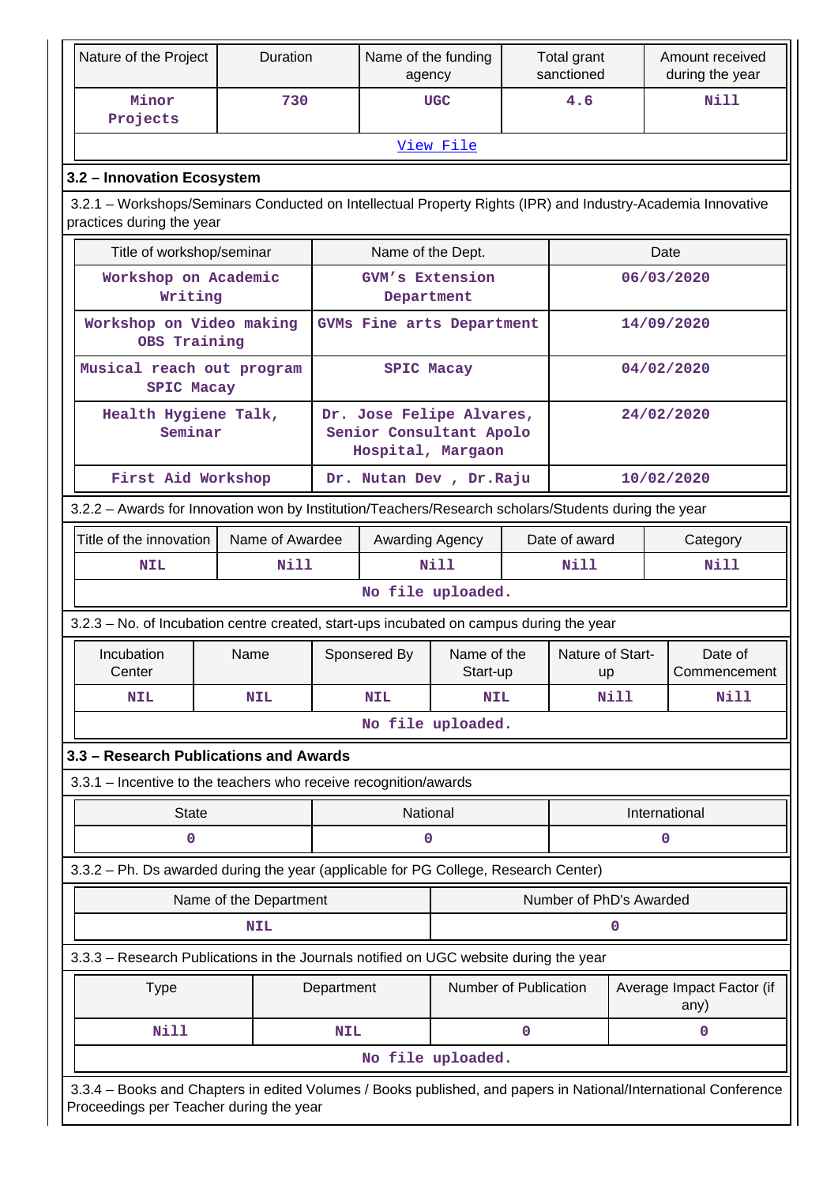| Nature of the Project | Duration | Name of the funding agency | Total grant sanctioned | Amount received during the year |
|---|---|---|---|---|
| Minor Projects | 730 | UGC | 4.6 | Nill |

[View File]

## 3.2 – Innovation Ecosystem

3.2.1 – Workshops/Seminars Conducted on Intellectual Property Rights (IPR) and Industry-Academia Innovative practices during the year

| Title of workshop/seminar | Name of the Dept. | Date |
|---|---|---|
| Workshop on Academic Writing | GVM's Extension Department | 06/03/2020 |
| Workshop on Video making OBS Training | GVMs Fine arts Department | 14/09/2020 |
| Musical reach out program SPIC Macay | SPIC Macay | 04/02/2020 |
| Health Hygiene Talk, Seminar | Dr. Jose Felipe Alvares, Senior Consultant Apolo Hospital, Margaon | 24/02/2020 |
| First Aid Workshop | Dr. Nutan Dev , Dr.Raju | 10/02/2020 |

3.2.2 – Awards for Innovation won by Institution/Teachers/Research scholars/Students during the year

| Title of the innovation | Name of Awardee | Awarding Agency | Date of award | Category |
|---|---|---|---|---|
| NIL | Nill | Nill | Nill | Nill |

No file uploaded.

3.2.3 – No. of Incubation centre created, start-ups incubated on campus during the year

| Incubation Center | Name | Sponsered By | Name of the Start-up | Nature of Start-up | Date of Commencement |
|---|---|---|---|---|---|
| NIL | NIL | NIL | NIL | Nill | Nill |

No file uploaded.

## 3.3 – Research Publications and Awards

3.3.1 – Incentive to the teachers who receive recognition/awards

| State | National | International |
|---|---|---|
| 0 | 0 | 0 |

3.3.2 – Ph. Ds awarded during the year (applicable for PG College, Research Center)

| Name of the Department | Number of PhD's Awarded |
|---|---|
| NIL | 0 |

3.3.3 – Research Publications in the Journals notified on UGC website during the year

| Type | Department | Number of Publication | Average Impact Factor (if any) |
|---|---|---|---|
| Nill | NIL | 0 | 0 |

No file uploaded.

3.3.4 – Books and Chapters in edited Volumes / Books published, and papers in National/International Conference Proceedings per Teacher during the year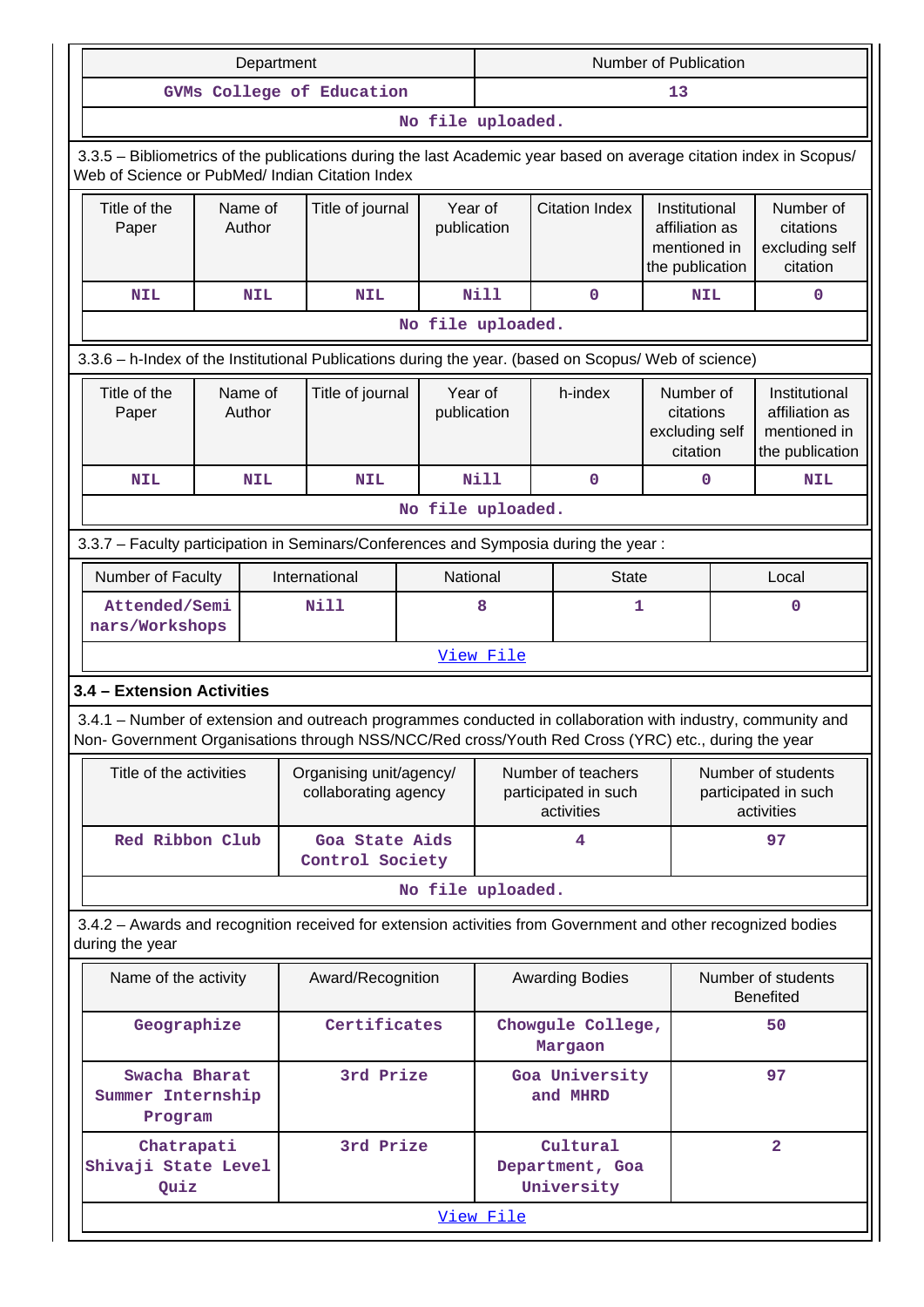| Department | Number of Publication |
|---|---|
| GVMs College of Education | 13 |
| No file uploaded. | |

3.3.5 – Bibliometrics of the publications during the last Academic year based on average citation index in Scopus/ Web of Science or PubMed/ Indian Citation Index

| Title of the Paper | Name of Author | Title of journal | Year of publication | Citation Index | Institutional affiliation as mentioned in the publication | Number of citations excluding self citation |
|---|---|---|---|---|---|---|
| NIL | NIL | NIL | Nill | 0 | NIL | 0 |
| No file uploaded. | | | | | | |

3.3.6 – h-Index of the Institutional Publications during the year. (based on Scopus/ Web of science)

| Title of the Paper | Name of Author | Title of journal | Year of publication | h-index | Number of citations excluding self citation | Institutional affiliation as mentioned in the publication |
|---|---|---|---|---|---|---|
| NIL | NIL | NIL | Nill | 0 | 0 | NIL |
| No file uploaded. | | | | | | |

3.3.7 – Faculty participation in Seminars/Conferences and Symposia during the year :

| Number of Faculty | International | National | State | Local |
|---|---|---|---|---|
| Attended/Seminars/Workshops | Nill | 8 | 1 | 0 |
| View File | | | | |

### 3.4 – Extension Activities

3.4.1 – Number of extension and outreach programmes conducted in collaboration with industry, community and Non- Government Organisations through NSS/NCC/Red cross/Youth Red Cross (YRC) etc., during the year

| Title of the activities | Organising unit/agency/ collaborating agency | Number of teachers participated in such activities | Number of students participated in such activities |
|---|---|---|---|
| Red Ribbon Club | Goa State Aids Control Society | 4 | 97 |
| No file uploaded. | | | |

3.4.2 – Awards and recognition received for extension activities from Government and other recognized bodies during the year

| Name of the activity | Award/Recognition | Awarding Bodies | Number of students Benefited |
|---|---|---|---|
| Geographize | Certificates | Chowgule College, Margaon | 50 |
| Swacha Bharat Summer Internship Program | 3rd Prize | Goa University and MHRD | 97 |
| Chatrapati Shivaji State Level Quiz | 3rd Prize | Cultural Department, Goa University | 2 |
| View File | | | |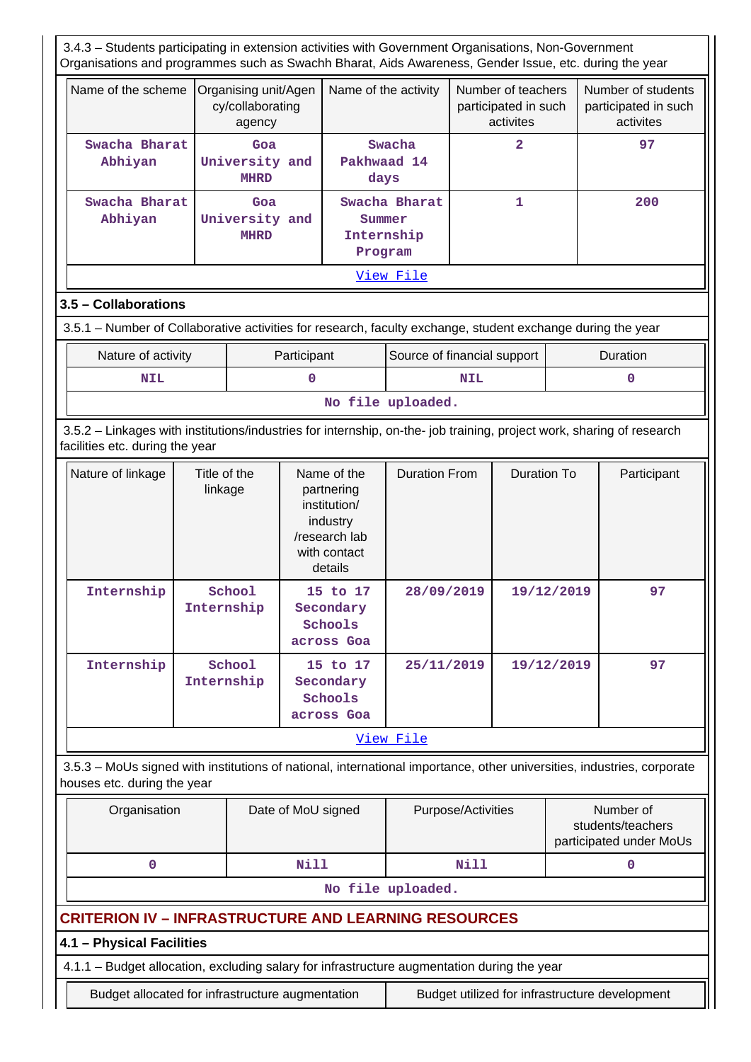3.4.3 – Students participating in extension activities with Government Organisations, Non-Government Organisations and programmes such as Swachh Bharat, Aids Awareness, Gender Issue, etc. during the year

| Name of the scheme | Organising unit/Agency/collaborating agency | Name of the activity | Number of teachers participated in such activites | Number of students participated in such activites |
|---|---|---|---|---|
| Swacha Bharat Abhiyan | Goa University and MHRD | Swacha Pakhwaad 14 days | 2 | 97 |
| Swacha Bharat Abhiyan | Goa University and MHRD | Swacha Bharat Summer Internship Program | 1 | 200 |
| View File | | | | |

## 3.5 – Collaborations

3.5.1 – Number of Collaborative activities for research, faculty exchange, student exchange during the year

| Nature of activity | Participant | Source of financial support | Duration |
|---|---|---|---|
| NIL | 0 | NIL | 0 |
| No file uploaded. | | | |

3.5.2 – Linkages with institutions/industries for internship, on-the- job training, project work, sharing of research facilities etc. during the year

| Nature of linkage | Title of the linkage | Name of the partnering institution/ industry /research lab with contact details | Duration From | Duration To | Participant |
|---|---|---|---|---|---|
| Internship | School Internship | 15 to 17 Secondary Schools across Goa | 28/09/2019 | 19/12/2019 | 97 |
| Internship | School Internship | 15 to 17 Secondary Schools across Goa | 25/11/2019 | 19/12/2019 | 97 |
| View File | | | | | |

3.5.3 – MoUs signed with institutions of national, international importance, other universities, industries, corporate houses etc. during the year

| Organisation | Date of MoU signed | Purpose/Activities | Number of students/teachers participated under MoUs |
|---|---|---|---|
| 0 | Nill | Nill | 0 |
| No file uploaded. | | | |

# CRITERION IV – INFRASTRUCTURE AND LEARNING RESOURCES

## 4.1 – Physical Facilities

4.1.1 – Budget allocation, excluding salary for infrastructure augmentation during the year

| Budget allocated for infrastructure augmentation | Budget utilized for infrastructure development |
|---|---|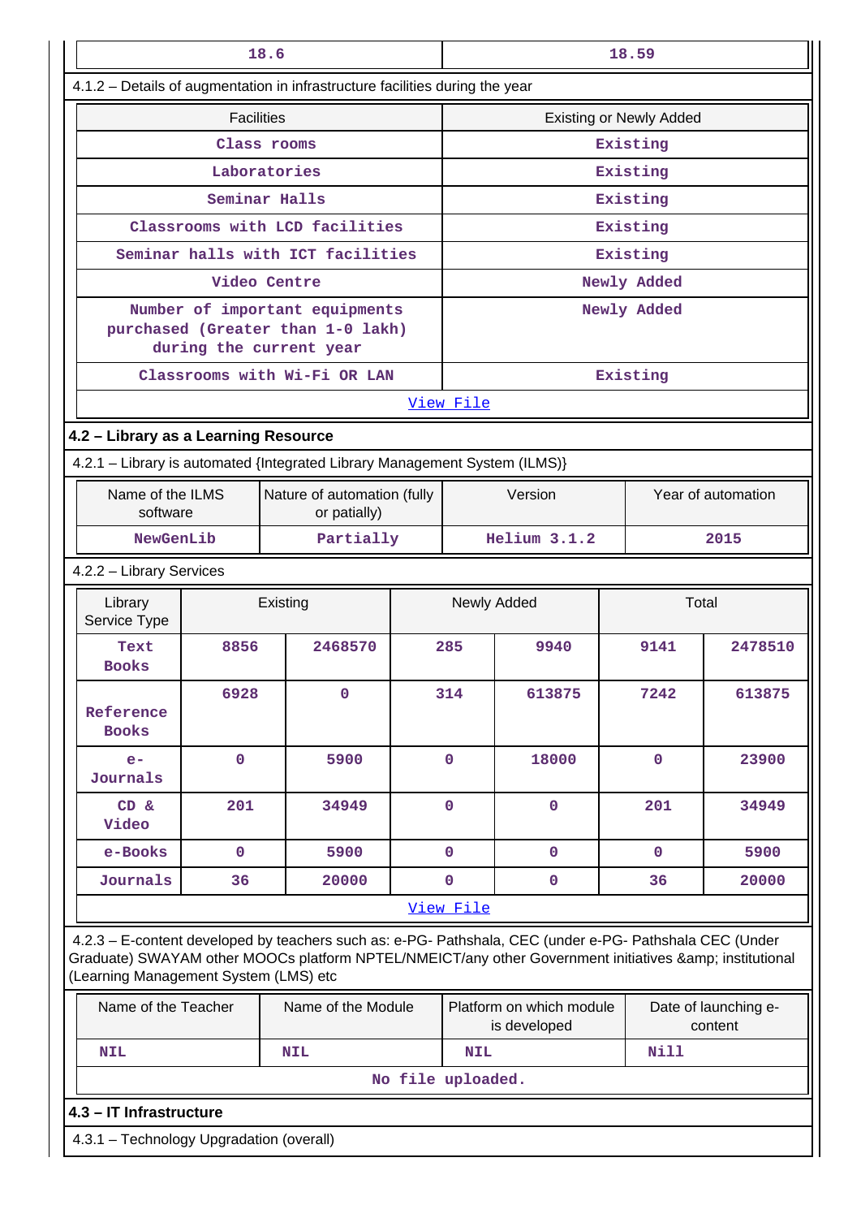| 18.6 | 18.59 |
|---|---|

4.1.2 – Details of augmentation in infrastructure facilities during the year

| Facilities | Existing or Newly Added |
|---|---|
| Class rooms | Existing |
| Laboratories | Existing |
| Seminar Halls | Existing |
| Classrooms with LCD facilities | Existing |
| Seminar halls with ICT facilities | Existing |
| Video Centre | Newly Added |
| Number of important equipments purchased (Greater than 1-0 lakh) during the current year | Newly Added |
| Classrooms with Wi-Fi OR LAN | Existing |
| View File | |

### 4.2 – Library as a Learning Resource

4.2.1 – Library is automated {Integrated Library Management System (ILMS)}

| Name of the ILMS software | Nature of automation (fully or patially) | Version | Year of automation |
|---|---|---|---|
| NewGenLib | Partially | Helium 3.1.2 | 2015 |

4.2.2 – Library Services

| Library Service Type | Existing | | Newly Added | | Total | |
|---|---|---|---|---|---|---|
| Text Books | 8856 | 2468570 | 285 | 9940 | 9141 | 2478510 |
| Reference Books | 6928 | 0 | 314 | 613875 | 7242 | 613875 |
| e-Journals | 0 | 5900 | 0 | 18000 | 0 | 23900 |
| CD & Video | 201 | 34949 | 0 | 0 | 201 | 34949 |
| e-Books | 0 | 5900 | 0 | 0 | 0 | 5900 |
| Journals | 36 | 20000 | 0 | 0 | 36 | 20000 |
| View File | | | | | | |

4.2.3 – E-content developed by teachers such as: e-PG- Pathshala, CEC (under e-PG- Pathshala CEC (Under Graduate) SWAYAM other MOOCs platform NPTEL/NMEICT/any other Government initiatives &amp; institutional (Learning Management System (LMS) etc

| Name of the Teacher | Name of the Module | Platform on which module is developed | Date of launching e-content |
|---|---|---|---|
| NIL | NIL | NIL | Nill |
| No file uploaded. | | | |

### 4.3 – IT Infrastructure

4.3.1 – Technology Upgradation (overall)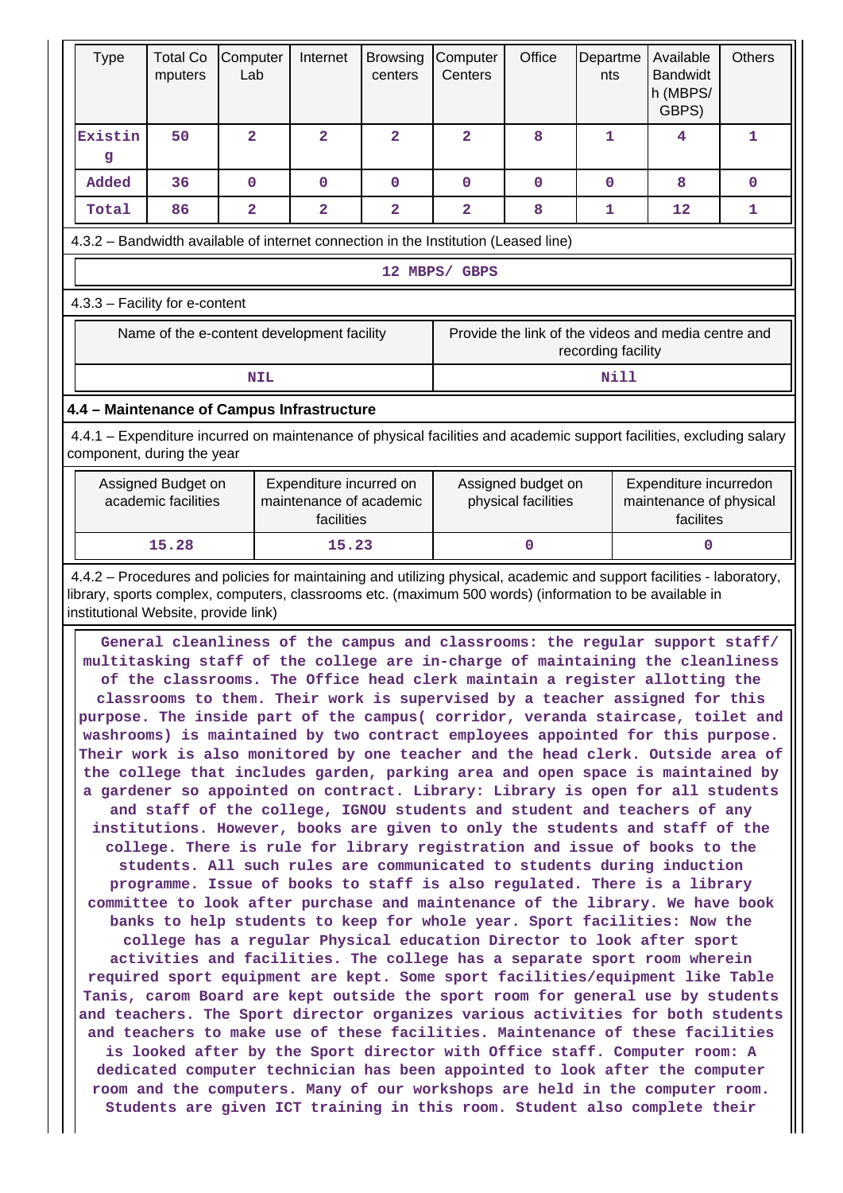| Type | Total Computers | Computer Lab | Internet | Browsing centers | Computer Centers | Office | Departments | Available Bandwidth (MBPS/ GBPS) | Others |
|---|---|---|---|---|---|---|---|---|---|
| Existing | 50 | 2 | 2 | 2 | 2 | 8 | 1 | 4 | 1 |
| Added | 36 | 0 | 0 | 0 | 0 | 0 | 0 | 8 | 0 |
| Total | 86 | 2 | 2 | 2 | 2 | 8 | 1 | 12 | 1 |

4.3.2 – Bandwidth available of internet connection in the Institution (Leased line)

12 MBPS/ GBPS

4.3.3 – Facility for e-content

| Name of the e-content development facility | Provide the link of the videos and media centre and recording facility |
|---|---|
| NIL | Nill |

### 4.4 – Maintenance of Campus Infrastructure

4.4.1 – Expenditure incurred on maintenance of physical facilities and academic support facilities, excluding salary component, during the year

| Assigned Budget on academic facilities | Expenditure incurred on maintenance of academic facilities | Assigned budget on physical facilities | Expenditure incurredon maintenance of physical facilites |
|---|---|---|---|
| 15.28 | 15.23 | 0 | 0 |

4.4.2 – Procedures and policies for maintaining and utilizing physical, academic and support facilities - laboratory, library, sports complex, computers, classrooms etc. (maximum 500 words) (information to be available in institutional Website, provide link)

General cleanliness of the campus and classrooms: the regular support staff/ multitasking staff of the college are in-charge of maintaining the cleanliness of the classrooms. The Office head clerk maintain a register allotting the classrooms to them. Their work is supervised by a teacher assigned for this purpose. The inside part of the campus( corridor, veranda staircase, toilet and washrooms) is maintained by two contract employees appointed for this purpose. Their work is also monitored by one teacher and the head clerk. Outside area of the college that includes garden, parking area and open space is maintained by a gardener so appointed on contract. Library: Library is open for all students and staff of the college, IGNOU students and student and teachers of any institutions. However, books are given to only the students and staff of the college. There is rule for library registration and issue of books to the students. All such rules are communicated to students during induction programme. Issue of books to staff is also regulated. There is a library committee to look after purchase and maintenance of the library. We have book banks to help students to keep for whole year. Sport facilities: Now the college has a regular Physical education Director to look after sport activities and facilities. The college has a separate sport room wherein required sport equipment are kept. Some sport facilities/equipment like Table Tanis, carom Board are kept outside the sport room for general use by students and teachers. The Sport director organizes various activities for both students and teachers to make use of these facilities. Maintenance of these facilities is looked after by the Sport director with Office staff. Computer room: A dedicated computer technician has been appointed to look after the computer room and the computers. Many of our workshops are held in the computer room. Students are given ICT training in this room. Student also complete their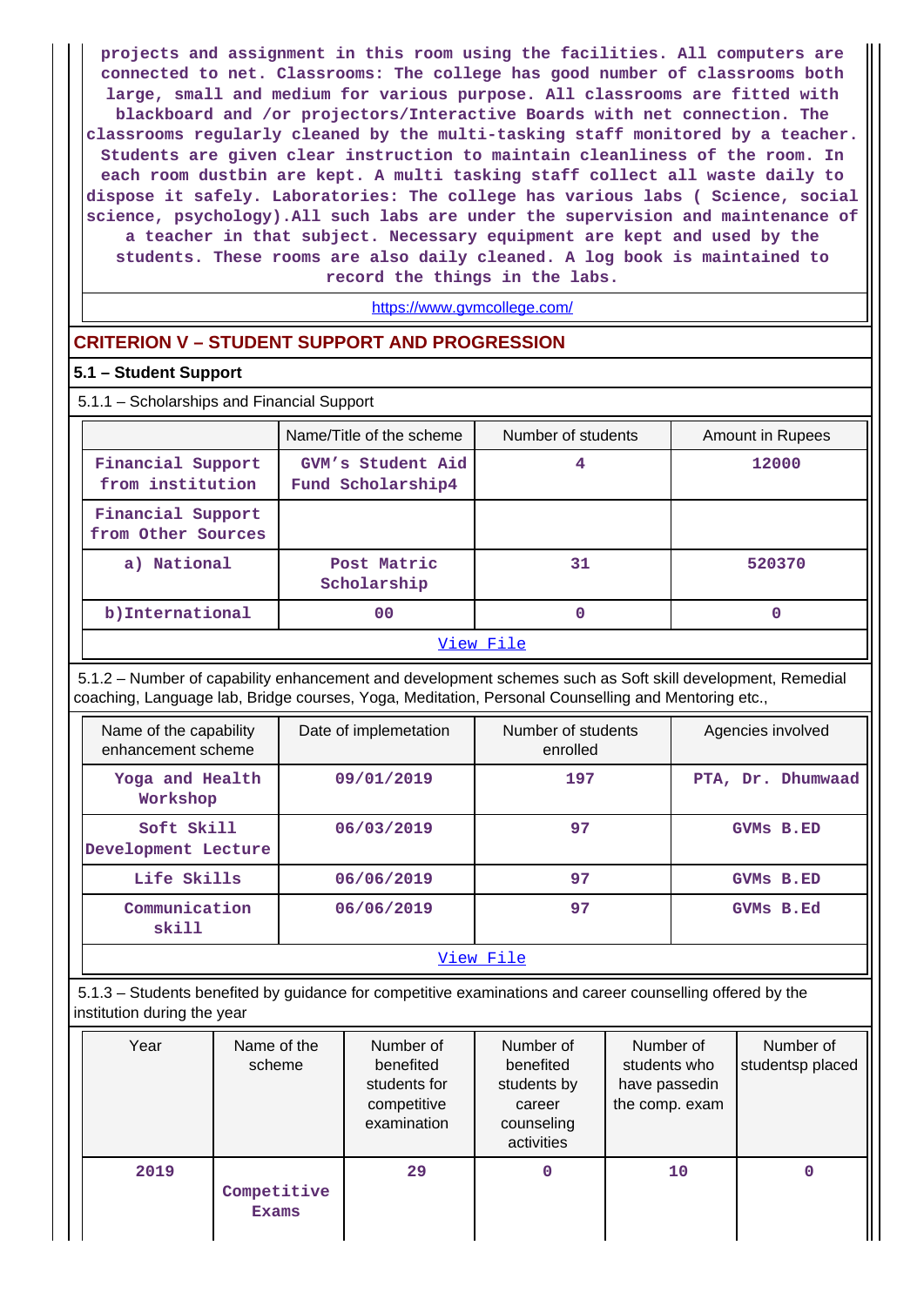projects and assignment in this room using the facilities. All computers are connected to net. Classrooms: The college has good number of classrooms both large, small and medium for various purpose. All classrooms are fitted with blackboard and /or projectors/Interactive Boards with net connection. The classrooms regularly cleaned by the multi-tasking staff monitored by a teacher. Students are given clear instruction to maintain cleanliness of the room. In each room dustbin are kept. A multi tasking staff collect all waste daily to dispose it safely. Laboratories: The college has various labs ( Science, social science, psychology).All such labs are under the supervision and maintenance of a teacher in that subject. Necessary equipment are kept and used by the students. These rooms are also daily cleaned. A log book is maintained to record the things in the labs.

https://www.gvmcollege.com/

## CRITERION V – STUDENT SUPPORT AND PROGRESSION

### 5.1 – Student Support

5.1.1 – Scholarships and Financial Support

| | Name/Title of the scheme | Number of students | Amount in Rupees |
|---|---|---|---|
| Financial Support from institution | GVM's Student Aid Fund Scholarship4 | 4 | 12000 |
| Financial Support from Other Sources | | | |
| a) National | Post Matric Scholarship | 31 | 520370 |
| b)International | 00 | 0 | 0 |

View File

5.1.2 – Number of capability enhancement and development schemes such as Soft skill development, Remedial coaching, Language lab, Bridge courses, Yoga, Meditation, Personal Counselling and Mentoring etc.,

| Name of the capability enhancement scheme | Date of implemetation | Number of students enrolled | Agencies involved |
|---|---|---|---|
| Yoga and Health Workshop | 09/01/2019 | 197 | PTA, Dr. Dhumwaad |
| Soft Skill Development Lecture | 06/03/2019 | 97 | GVMs B.ED |
| Life Skills | 06/06/2019 | 97 | GVMs B.ED |
| Communication skill | 06/06/2019 | 97 | GVMs B.Ed |

View File

5.1.3 – Students benefited by guidance for competitive examinations and career counselling offered by the institution during the year

| Year | Name of the scheme | Number of benefited students for competitive examination | Number of benefited students by career counseling activities | Number of students who have passedin the comp. exam | Number of studentsp placed |
|---|---|---|---|---|---|
| 2019 | Competitive Exams | 29 | 0 | 10 | 0 |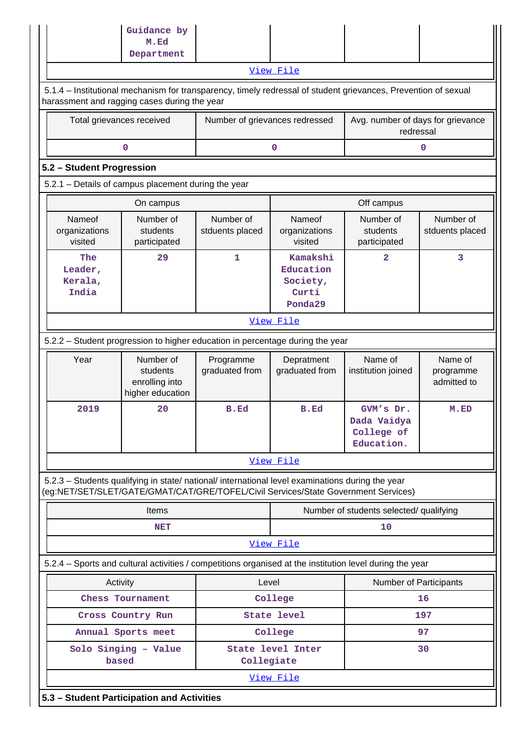| | Guidance by M.Ed Department | | | |
|---|---|---|---|---|

View File

5.1.4 – Institutional mechanism for transparency, timely redressal of student grievances, Prevention of sexual harassment and ragging cases during the year

| Total grievances received | Number of grievances redressed | Avg. number of days for grievance redressal |
|---|---|---|
| 0 | 0 | 0 |

## 5.2 – Student Progression

5.2.1 – Details of campus placement during the year

| On campus | | | Off campus | | |
|---|---|---|---|---|---|
| Nameof organizations visited | Number of students participated | Number of stduents placed | Nameof organizations visited | Number of students participated | Number of stduents placed |
| The Leader, Kerala, India | 29 | 1 | Kamakshi Education Society, Curti Ponda29 | 2 | 3 |

View File

5.2.2 – Student progression to higher education in percentage during the year

| Year | Number of students enrolling into higher education | Programme graduated from | Depratment graduated from | Name of institution joined | Name of programme admitted to |
|---|---|---|---|---|---|
| 2019 | 20 | B.Ed | B.Ed | GVM's Dr. Dada Vaidya College of Education. | M.ED |

View File

5.2.3 – Students qualifying in state/ national/ international level examinations during the year (eg:NET/SET/SLET/GATE/GMAT/CAT/GRE/TOFEL/Civil Services/State Government Services)

| Items | Number of students selected/ qualifying |
|---|---|
| NET | 10 |

View File

5.2.4 – Sports and cultural activities / competitions organised at the institution level during the year

| Activity | Level | Number of Participants |
|---|---|---|
| Chess Tournament | College | 16 |
| Cross Country Run | State level | 197 |
| Annual Sports meet | College | 97 |
| Solo Singing - Value based | State level Inter Collegiate | 30 |

View File

## 5.3 – Student Participation and Activities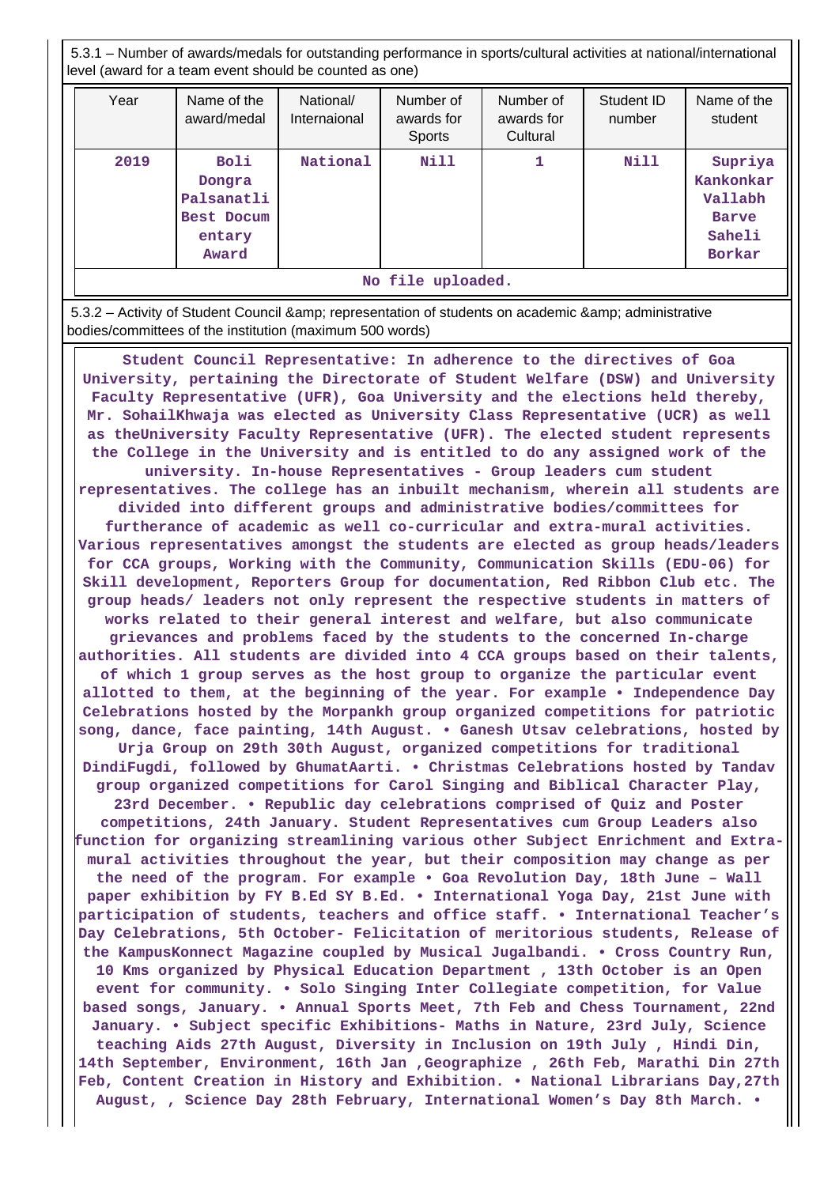5.3.1 – Number of awards/medals for outstanding performance in sports/cultural activities at national/international level (award for a team event should be counted as one)

| Year | Name of the award/medal | National/ Internaional | Number of awards for Sports | Number of awards for Cultural | Student ID number | Name of the student |
|---|---|---|---|---|---|---|
| 2019 | Boli Dongra Palsanatli Best Documentary Award | National | Nill | 1 | Nill | Supriya Kankonkar Vallabh Barve Saheli Borkar |

No file uploaded.

5.3.2 – Activity of Student Council &amp; representation of students on academic &amp; administrative bodies/committees of the institution (maximum 500 words)

Student Council Representative: In adherence to the directives of Goa University, pertaining the Directorate of Student Welfare (DSW) and University Faculty Representative (UFR), Goa University and the elections held thereby, Mr. SohailKhwaja was elected as University Class Representative (UCR) as well as theUniversity Faculty Representative (UFR). The elected student represents the College in the University and is entitled to do any assigned work of the university. In-house Representatives - Group leaders cum student representatives. The college has an inbuilt mechanism, wherein all students are divided into different groups and administrative bodies/committees for furtherance of academic as well co-curricular and extra-mural activities. Various representatives amongst the students are elected as group heads/leaders for CCA groups, Working with the Community, Communication Skills (EDU-06) for Skill development, Reporters Group for documentation, Red Ribbon Club etc. The group heads/ leaders not only represent the respective students in matters of works related to their general interest and welfare, but also communicate grievances and problems faced by the students to the concerned In-charge authorities. All students are divided into 4 CCA groups based on their talents, of which 1 group serves as the host group to organize the particular event allotted to them, at the beginning of the year. For example • Independence Day Celebrations hosted by the Morpankh group organized competitions for patriotic song, dance, face painting, 14th August. • Ganesh Utsav celebrations, hosted by Urja Group on 29th 30th August, organized competitions for traditional DindiFugdi, followed by GhumatAarti. • Christmas Celebrations hosted by Tandav group organized competitions for Carol Singing and Biblical Character Play, 23rd December. • Republic day celebrations comprised of Quiz and Poster competitions, 24th January. Student Representatives cum Group Leaders also function for organizing streamlining various other Subject Enrichment and Extra-mural activities throughout the year, but their composition may change as per the need of the program. For example • Goa Revolution Day, 18th June – Wall paper exhibition by FY B.Ed SY B.Ed. • International Yoga Day, 21st June with participation of students, teachers and office staff. • International Teacher's Day Celebrations, 5th October- Felicitation of meritorious students, Release of the KampusKonnect Magazine coupled by Musical Jugalbandi. • Cross Country Run, 10 Kms organized by Physical Education Department , 13th October is an Open event for community. • Solo Singing Inter Collegiate competition, for Value based songs, January. • Annual Sports Meet, 7th Feb and Chess Tournament, 22nd January. • Subject specific Exhibitions- Maths in Nature, 23rd July, Science teaching Aids 27th August, Diversity in Inclusion on 19th July , Hindi Din, 14th September, Environment, 16th Jan ,Geographize , 26th Feb, Marathi Din 27th Feb, Content Creation in History and Exhibition. • National Librarians Day,27th August, , Science Day 28th February, International Women's Day 8th March. •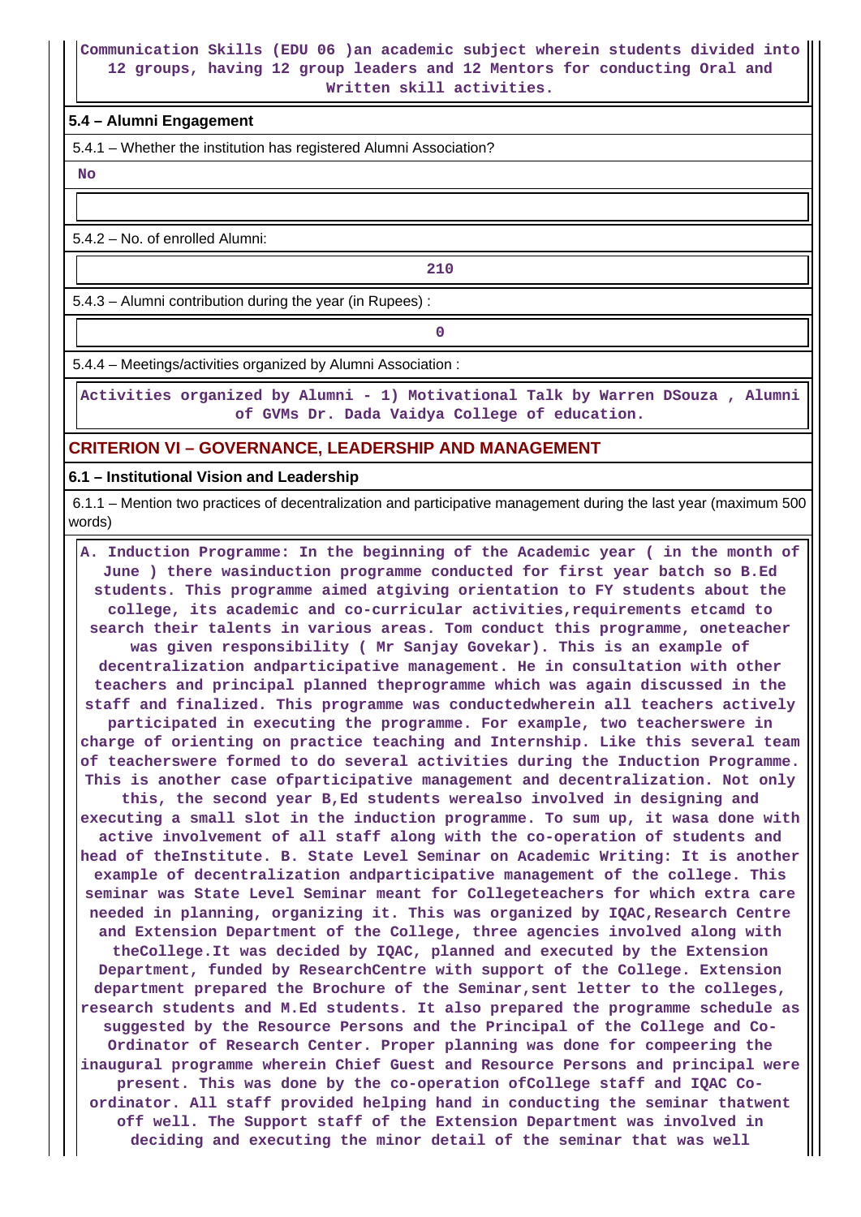Communication Skills (EDU 06 )an academic subject wherein students divided into 12 groups, having 12 group leaders and 12 Mentors for conducting Oral and Written skill activities.

**5.4 – Alumni Engagement**

5.4.1 – Whether the institution has registered Alumni Association?

No

5.4.2 – No. of enrolled Alumni:

210

5.4.3 – Alumni contribution during the year (in Rupees) :

0

5.4.4 – Meetings/activities organized by Alumni Association :

Activities organized by Alumni - 1) Motivational Talk by Warren DSouza , Alumni of GVMs Dr. Dada Vaidya College of education.

## CRITERION VI – GOVERNANCE, LEADERSHIP AND MANAGEMENT

**6.1 – Institutional Vision and Leadership**

6.1.1 – Mention two practices of decentralization and participative management during the last year (maximum 500 words)

A. Induction Programme: In the beginning of the Academic year ( in the month of June ) there wasinduction programme conducted for first year batch so B.Ed students. This programme aimed atgiving orientation to FY students about the college, its academic and co-curricular activities,requirements etcamd to search their talents in various areas. Tom conduct this programme, oneteacher was given responsibility ( Mr Sanjay Govekar). This is an example of decentralization andparticipative management. He in consultation with other teachers and principal planned theprogramme which was again discussed in the staff and finalized. This programme was conductedwherein all teachers actively participated in executing the programme. For example, two teacherswere in charge of orienting on practice teaching and Internship. Like this several team of teacherswere formed to do several activities during the Induction Programme. This is another case ofparticipative management and decentralization. Not only this, the second year B,Ed students werealso involved in designing and executing a small slot in the induction programme. To sum up, it wasa done with active involvement of all staff along with the co-operation of students and head of theInstitute. B. State Level Seminar on Academic Writing: It is another example of decentralization andparticipative management of the college. This seminar was State Level Seminar meant for Collegeteachers for which extra care needed in planning, organizing it. This was organized by IQAC,Research Centre and Extension Department of the College, three agencies involved along with theCollege.It was decided by IQAC, planned and executed by the Extension Department, funded by ResearchCentre with support of the College. Extension department prepared the Brochure of the Seminar,sent letter to the colleges, research students and M.Ed students. It also prepared the programme schedule as suggested by the Resource Persons and the Principal of the College and Co-Ordinator of Research Center. Proper planning was done for compeering the inaugural programme wherein Chief Guest and Resource Persons and principal were present. This was done by the co-operation ofCollege staff and IQAC Co-ordinator. All staff provided helping hand in conducting the seminar thatwent off well. The Support staff of the Extension Department was involved in deciding and executing the minor detail of the seminar that was well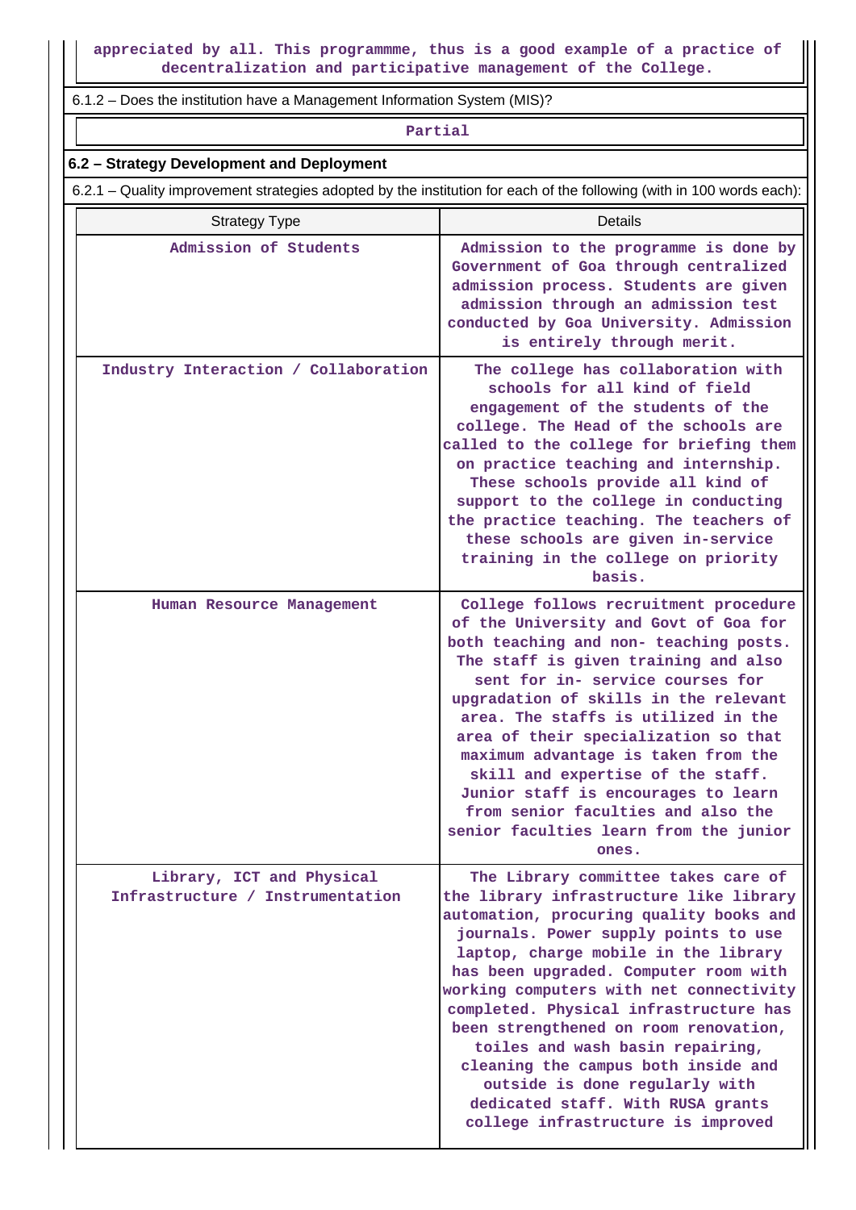appreciated by all. This programmme, thus is a good example of a practice of decentralization and participative management of the College.

6.1.2 – Does the institution have a Management Information System (MIS)?

Partial

**6.2 – Strategy Development and Deployment**

6.2.1 – Quality improvement strategies adopted by the institution for each of the following (with in 100 words each):

| Strategy Type | Details |
|---|---|
| Admission of Students | Admission to the programme is done by Government of Goa through centralized admission process. Students are given admission through an admission test conducted by Goa University. Admission is entirely through merit. |
| Industry Interaction / Collaboration | The college has collaboration with schools for all kind of field engagement of the students of the college. The Head of the schools are called to the college for briefing them on practice teaching and internship. These schools provide all kind of support to the college in conducting the practice teaching. The teachers of these schools are given in-service training in the college on priority basis. |
| Human Resource Management | College follows recruitment procedure of the University and Govt of Goa for both teaching and non- teaching posts. The staff is given training and also sent for in- service courses for upgradation of skills in the relevant area. The staffs is utilized in the area of their specialization so that maximum advantage is taken from the skill and expertise of the staff. Junior staff is encourages to learn from senior faculties and also the senior faculties learn from the junior ones. |
| Library, ICT and Physical Infrastructure / Instrumentation | The Library committee takes care of the library infrastructure like library automation, procuring quality books and journals. Power supply points to use laptop, charge mobile in the library has been upgraded. Computer room with working computers with net connectivity completed. Physical infrastructure has been strengthened on room renovation, toiles and wash basin repairing, cleaning the campus both inside and outside is done regularly with dedicated staff. With RUSA grants college infrastructure is improved |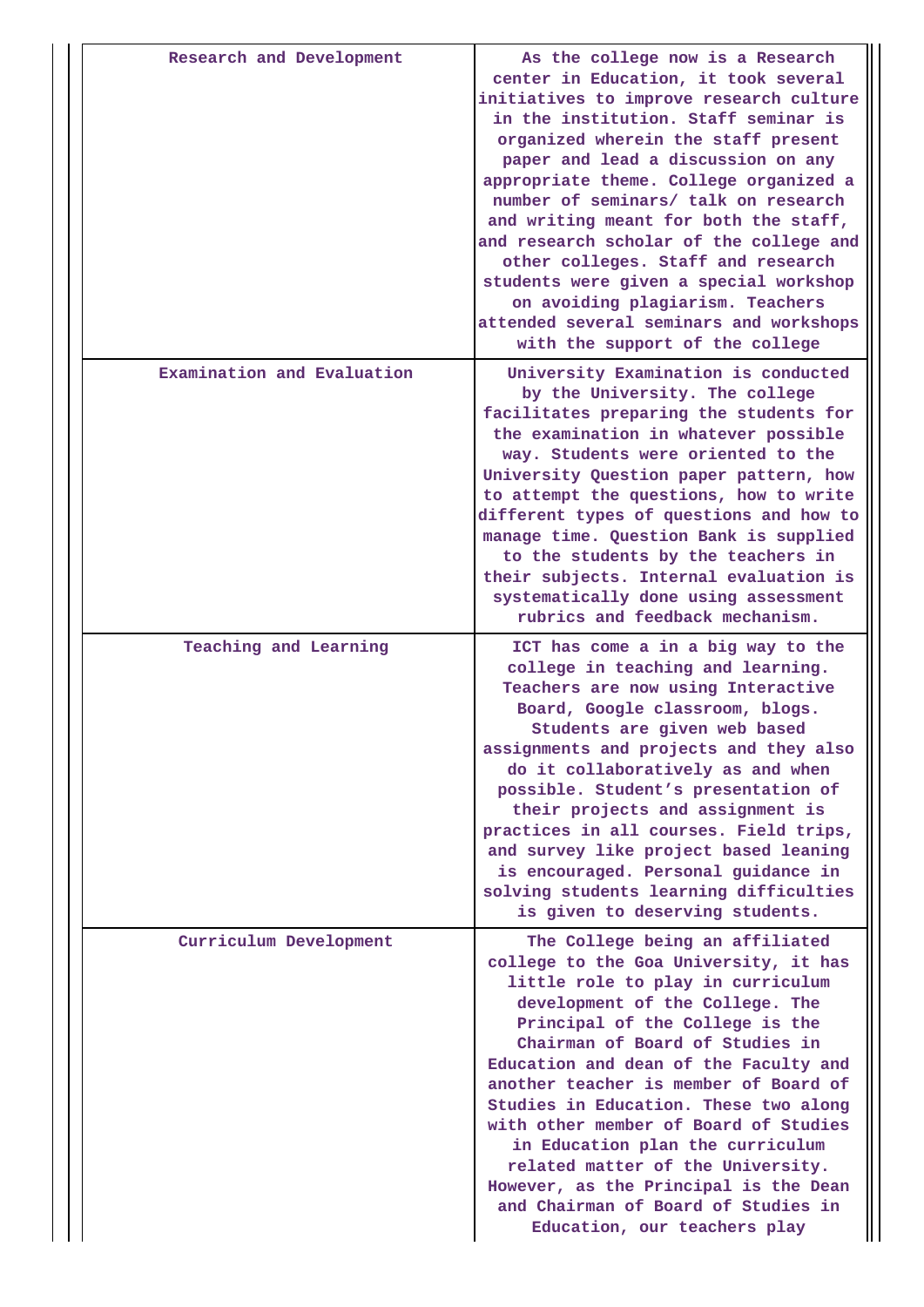| | |
|---|---|
| Research and Development | As the college now is a Research center in Education, it took several initiatives to improve research culture in the institution. Staff seminar is organized wherein the staff present paper and lead a discussion on any appropriate theme. College organized a number of seminars/ talk on research and writing meant for both the staff, and research scholar of the college and other colleges. Staff and research students were given a special workshop on avoiding plagiarism. Teachers attended several seminars and workshops with the support of the college |
| Examination and Evaluation | University Examination is conducted by the University. The college facilitates preparing the students for the examination in whatever possible way. Students were oriented to the University Question paper pattern, how to attempt the questions, how to write different types of questions and how to manage time. Question Bank is supplied to the students by the teachers in their subjects. Internal evaluation is systematically done using assessment rubrics and feedback mechanism. |
| Teaching and Learning | ICT has come a in a big way to the college in teaching and learning. Teachers are now using Interactive Board, Google classroom, blogs. Students are given web based assignments and projects and they also do it collaboratively as and when possible. Student's presentation of their projects and assignment is practices in all courses. Field trips, and survey like project based leaning is encouraged. Personal guidance in solving students learning difficulties is given to deserving students. |
| Curriculum Development | The College being an affiliated college to the Goa University, it has little role to play in curriculum development of the College. The Principal of the College is the Chairman of Board of Studies in Education and dean of the Faculty and another teacher is member of Board of Studies in Education. These two along with other member of Board of Studies in Education plan the curriculum related matter of the University. However, as the Principal is the Dean and Chairman of Board of Studies in Education, our teachers play |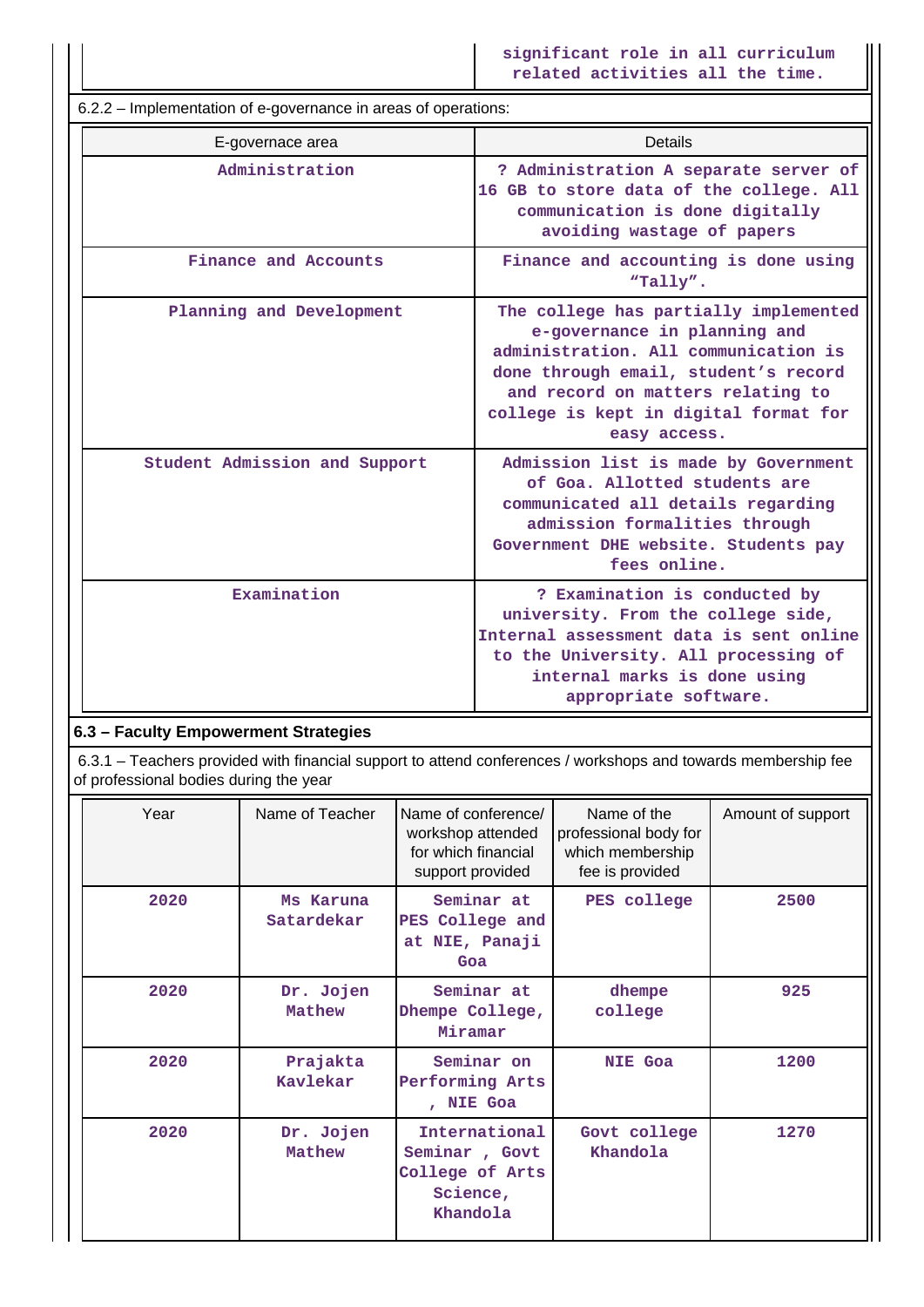| | significant role in all curriculum related activities all the time. |
|---|---|

6.2.2 – Implementation of e-governance in areas of operations:

| E-governace area | Details |
|---|---|
| Administration | ? Administration A separate server of 16 GB to store data of the college. All communication is done digitally avoiding wastage of papers |
| Finance and Accounts | Finance and accounting is done using "Tally". |
| Planning and Development | The college has partially implemented e-governance in planning and administration. All communication is done through email, student's record and record on matters relating to college is kept in digital format for easy access. |
| Student Admission and Support | Admission list is made by Government of Goa. Allotted students are communicated all details regarding admission formalities through Government DHE website. Students pay fees online. |
| Examination | ? Examination is conducted by university. From the college side, Internal assessment data is sent online to the University. All processing of internal marks is done using appropriate software. |

### 6.3 – Faculty Empowerment Strategies

6.3.1 – Teachers provided with financial support to attend conferences / workshops and towards membership fee of professional bodies during the year

| Year | Name of Teacher | Name of conference/ workshop attended for which financial support provided | Name of the professional body for which membership fee is provided | Amount of support |
|---|---|---|---|---|
| 2020 | Ms Karuna Satardekar | Seminar at PES College and at NIE, Panaji Goa | PES college | 2500 |
| 2020 | Dr. Jojen Mathew | Seminar at Dhempe College, Miramar | dhempe college | 925 |
| 2020 | Prajakta Kavlekar | Seminar on Performing Arts , NIE Goa | NIE Goa | 1200 |
| 2020 | Dr. Jojen Mathew | International Seminar , Govt College of Arts Science, Khandola | Govt college Khandola | 1270 |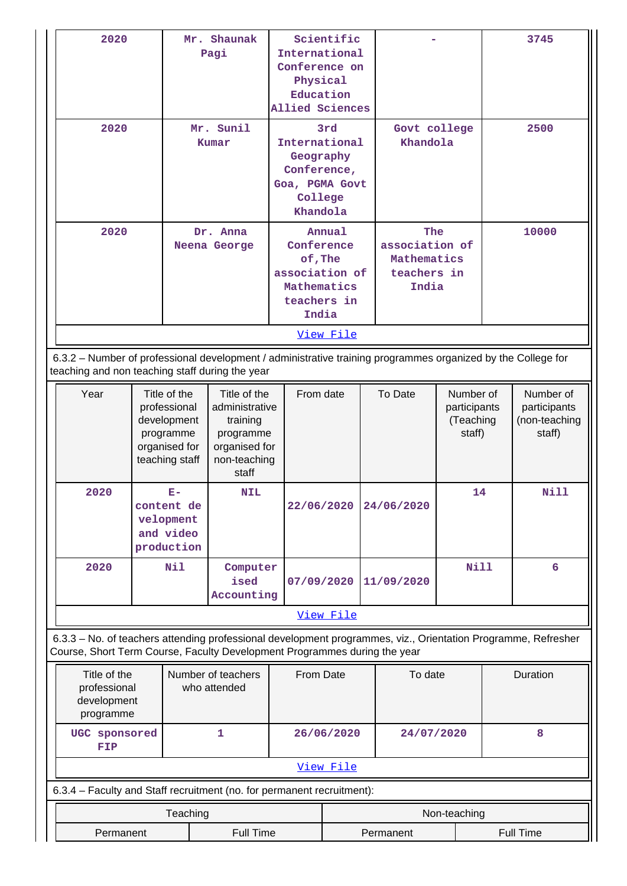| 2020 | Mr. Shaunak Pagi | Scientific International Conference on Physical Education Allied Sciences | - | 3745 |
|---|---|---|---|---|
| 2020 | Mr. Sunil Kumar | 3rd International Geography Conference, Goa, PGMA Govt College Khandola | Govt college Khandola | 2500 |
| 2020 | Dr. Anna Neena George | Annual Conference of,The association of Mathematics teachers in India | The association of Mathematics teachers in India | 10000 |

View File

6.3.2 – Number of professional development / administrative training programmes organized by the College for teaching and non teaching staff during the year

| Year | Title of the professional development programme organised for teaching staff | Title of the administrative training programme organised for non-teaching staff | From date | To Date | Number of participants (Teaching staff) | Number of participants (non-teaching staff) |
|---|---|---|---|---|---|---|
| 2020 | E-content development and video production | NIL | 22/06/2020 | 24/06/2020 | 14 | Nill |
| 2020 | Nil | Computerised Accounting | 07/09/2020 | 11/09/2020 | Nill | 6 |

View File

6.3.3 – No. of teachers attending professional development programmes, viz., Orientation Programme, Refresher Course, Short Term Course, Faculty Development Programmes during the year

| Title of the professional development programme | Number of teachers who attended | From Date | To date | Duration |
|---|---|---|---|---|
| UGC sponsored FIP | 1 | 26/06/2020 | 24/07/2020 | 8 |

View File

6.3.4 – Faculty and Staff recruitment (no. for permanent recruitment):

| Teaching | | Non-teaching | |
|---|---|---|---|
| Permanent | Full Time | Permanent | Full Time |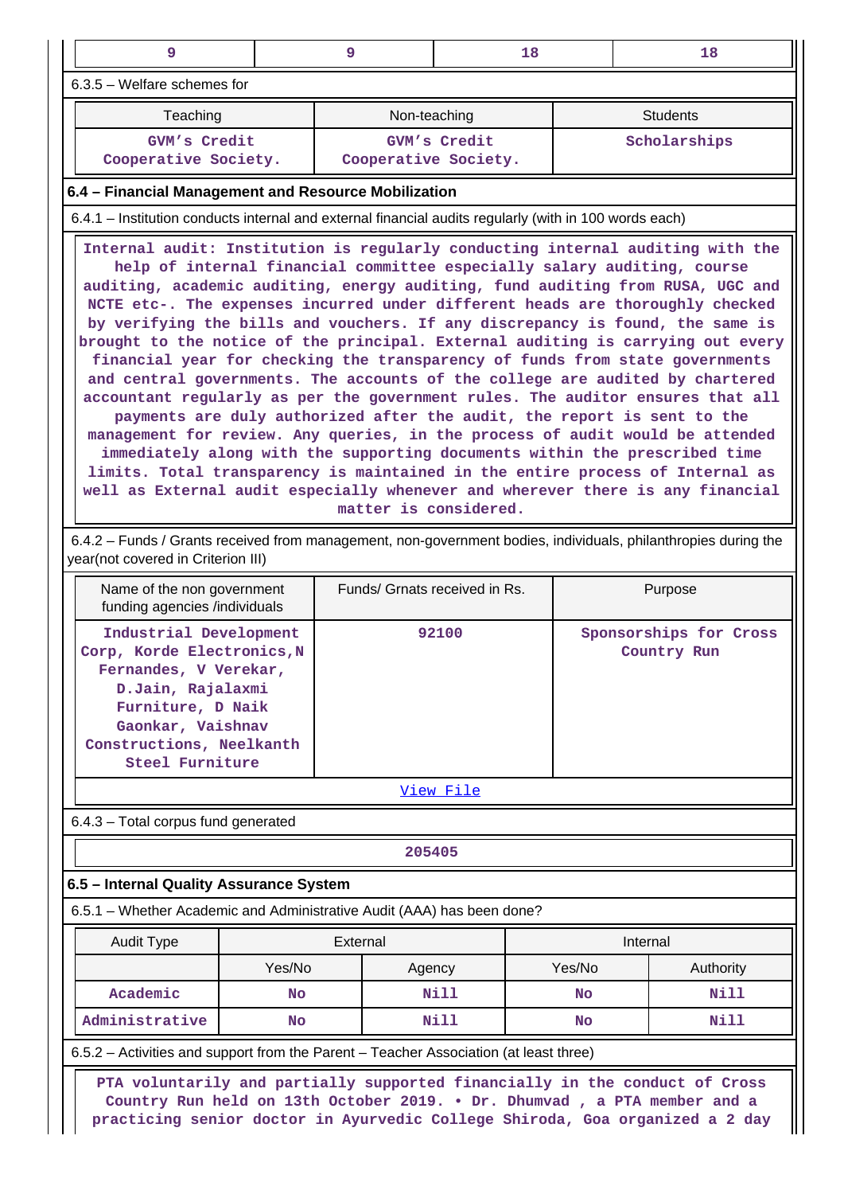| 9 | 9 | 18 | 18 |
|---|---|---|---|

6.3.5 – Welfare schemes for

| Teaching | Non-teaching | Students |
|---|---|---|
| GVM's Credit Cooperative Society. | GVM's Credit Cooperative Society. | Scholarships |

### 6.4 – Financial Management and Resource Mobilization

6.4.1 – Institution conducts internal and external financial audits regularly (with in 100 words each)

Internal audit: Institution is regularly conducting internal auditing with the help of internal financial committee especially salary auditing, course auditing, academic auditing, energy auditing, fund auditing from RUSA, UGC and NCTE etc-. The expenses incurred under different heads are thoroughly checked by verifying the bills and vouchers. If any discrepancy is found, the same is brought to the notice of the principal. External auditing is carrying out every financial year for checking the transparency of funds from state governments and central governments. The accounts of the college are audited by chartered accountant regularly as per the government rules. The auditor ensures that all payments are duly authorized after the audit, the report is sent to the management for review. Any queries, in the process of audit would be attended immediately along with the supporting documents within the prescribed time limits. Total transparency is maintained in the entire process of Internal as well as External audit especially whenever and wherever there is any financial matter is considered.

6.4.2 – Funds / Grants received from management, non-government bodies, individuals, philanthropies during the year(not covered in Criterion III)

| Name of the non government funding agencies /individuals | Funds/ Grnats received in Rs. | Purpose |
|---|---|---|
| Industrial Development Corp, Korde Electronics,N Fernandes, V Verekar, D.Jain, Rajalaxmi Furniture, D Naik Gaonkar, Vaishnav Constructions, Neelkanth Steel Furniture | 92100 | Sponsorships for Cross Country Run |

View File

6.4.3 – Total corpus fund generated

205405

### 6.5 – Internal Quality Assurance System

6.5.1 – Whether Academic and Administrative Audit (AAA) has been done?

| Audit Type | External | | Internal | |
|---|---|---|---|---|
| | Yes/No | Agency | Yes/No | Authority |
| Academic | No | Nill | No | Nill |
| Administrative | No | Nill | No | Nill |

6.5.2 – Activities and support from the Parent – Teacher Association (at least three)

PTA voluntarily and partially supported financially in the conduct of Cross Country Run held on 13th October 2019. • Dr. Dhumvad , a PTA member and a practicing senior doctor in Ayurvedic College Shiroda, Goa organized a 2 day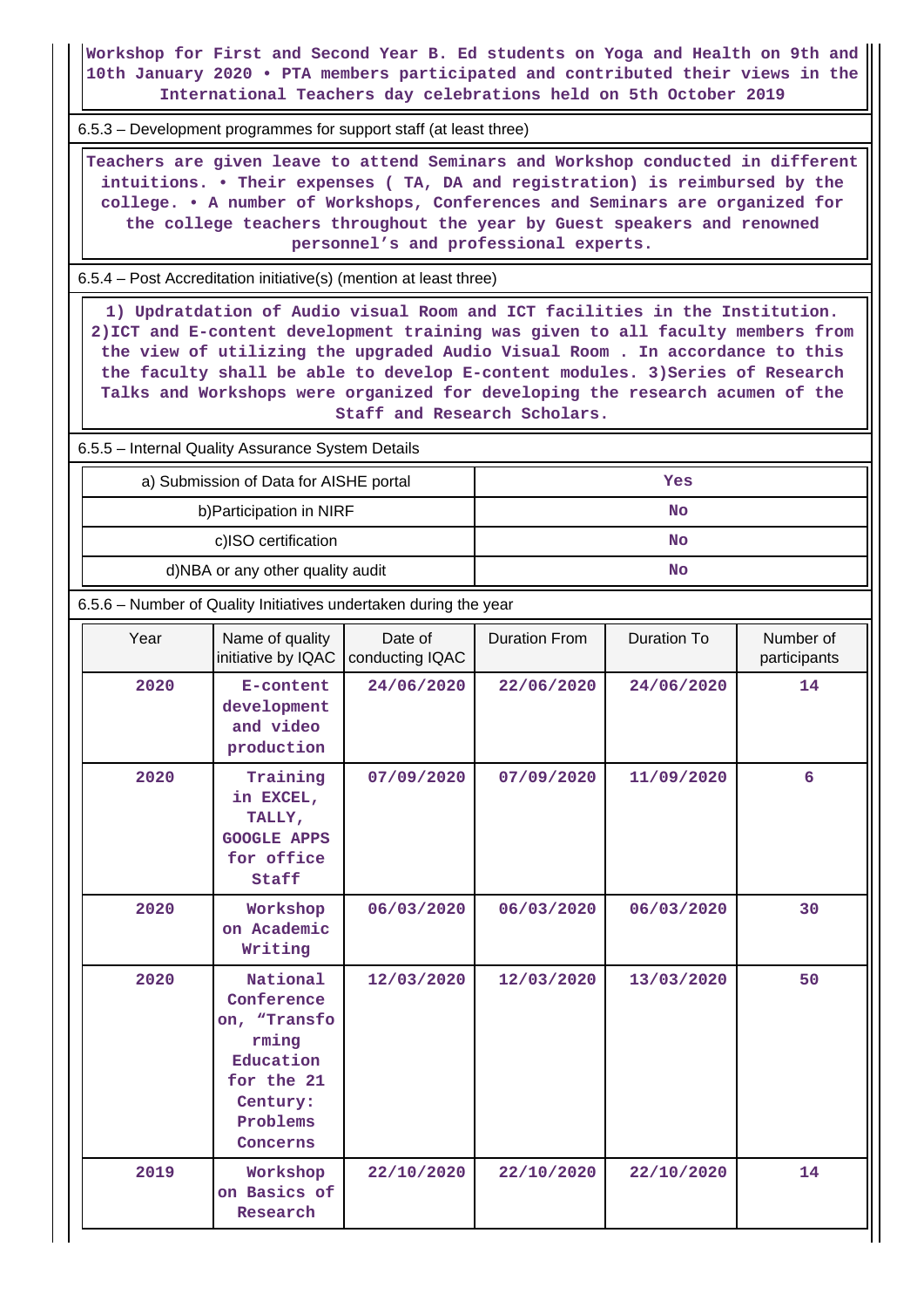Workshop for First and Second Year B. Ed students on Yoga and Health on 9th and 10th January 2020 • PTA members participated and contributed their views in the International Teachers day celebrations held on 5th October 2019

6.5.3 – Development programmes for support staff (at least three)

Teachers are given leave to attend Seminars and Workshop conducted in different intuitions. • Their expenses ( TA, DA and registration) is reimbursed by the college. • A number of Workshops, Conferences and Seminars are organized for the college teachers throughout the year by Guest speakers and renowned personnel's and professional experts.

6.5.4 – Post Accreditation initiative(s) (mention at least three)

1) Updratdation of Audio visual Room and ICT facilities in the Institution. 2)ICT and E-content development training was given to all faculty members from the view of utilizing the upgraded Audio Visual Room . In accordance to this the faculty shall be able to develop E-content modules. 3)Series of Research Talks and Workshops were organized for developing the research acumen of the Staff and Research Scholars.

6.5.5 – Internal Quality Assurance System Details

| | |
|---|---|
| a) Submission of Data for AISHE portal | Yes |
| b)Participation in NIRF | No |
| c)ISO certification | No |
| d)NBA or any other quality audit | No |

6.5.6 – Number of Quality Initiatives undertaken during the year

| Year | Name of quality initiative by IQAC | Date of conducting IQAC | Duration From | Duration To | Number of participants |
|---|---|---|---|---|---|
| 2020 | E-content development and video production | 24/06/2020 | 22/06/2020 | 24/06/2020 | 14 |
| 2020 | Training in EXCEL, TALLY, GOOGLE APPS for office Staff | 07/09/2020 | 07/09/2020 | 11/09/2020 | 6 |
| 2020 | Workshop on Academic Writing | 06/03/2020 | 06/03/2020 | 06/03/2020 | 30 |
| 2020 | National Conference on, "Transforming Education for the 21 Century: Problems Concerns | 12/03/2020 | 12/03/2020 | 13/03/2020 | 50 |
| 2019 | Workshop on Basics of Research | 22/10/2020 | 22/10/2020 | 22/10/2020 | 14 |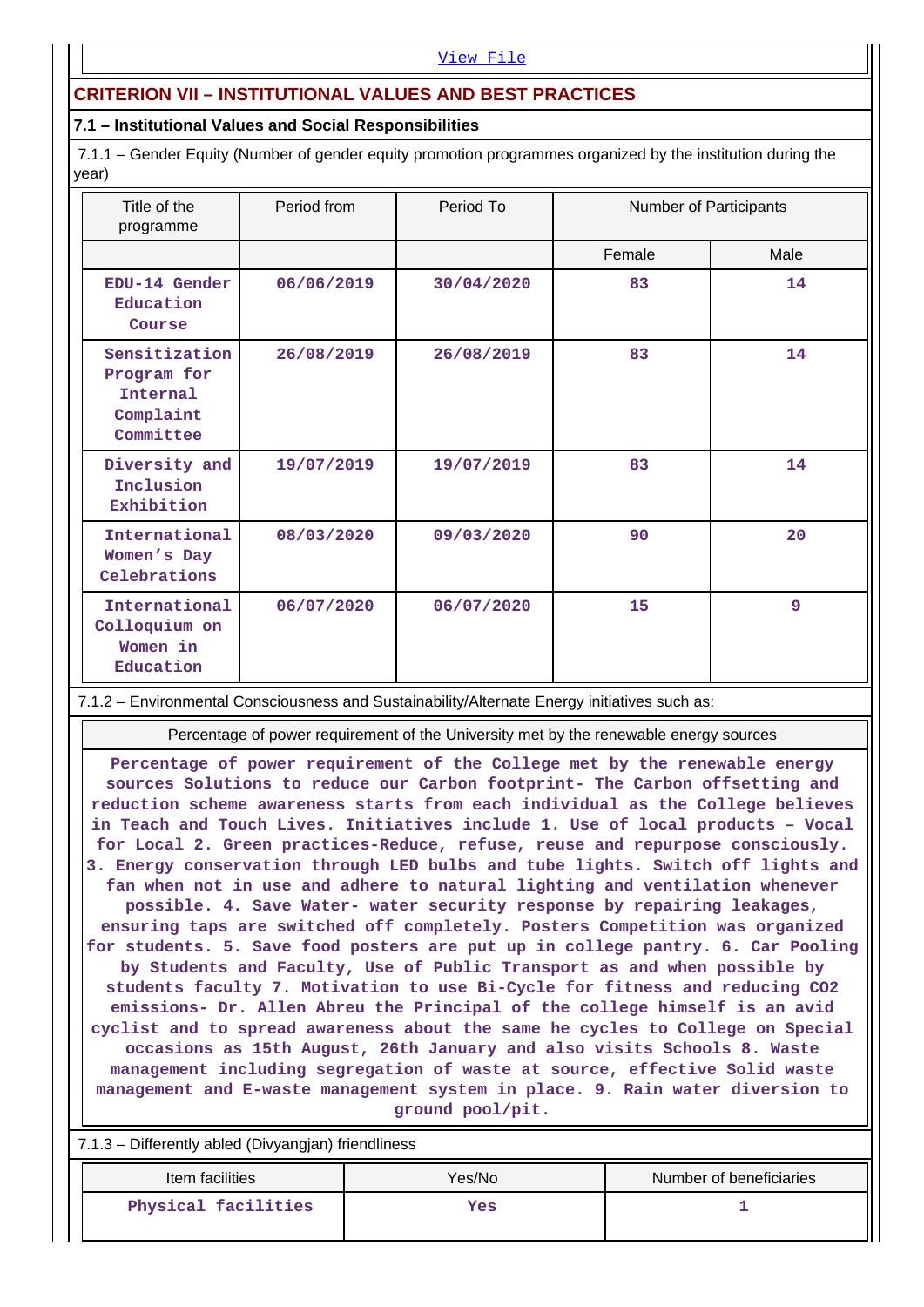View File

## CRITERION VII – INSTITUTIONAL VALUES AND BEST PRACTICES

### 7.1 – Institutional Values and Social Responsibilities

7.1.1 – Gender Equity (Number of gender equity promotion programmes organized by the institution during the year)

| Title of the programme | Period from | Period To | Number of Participants | |
|---|---|---|---|---|
| | | | Female | Male |
| EDU-14 Gender Education Course | 06/06/2019 | 30/04/2020 | 83 | 14 |
| Sensitization Program for Internal Complaint Committee | 26/08/2019 | 26/08/2019 | 83 | 14 |
| Diversity and Inclusion Exhibition | 19/07/2019 | 19/07/2019 | 83 | 14 |
| International Women's Day Celebrations | 08/03/2020 | 09/03/2020 | 90 | 20 |
| International Colloquium on Women in Education | 06/07/2020 | 06/07/2020 | 15 | 9 |

7.1.2 – Environmental Consciousness and Sustainability/Alternate Energy initiatives such as:

| Percentage of power requirement of the University met by the renewable energy sources |
|---|
| Percentage of power requirement of the College met by the renewable energy sources Solutions to reduce our Carbon footprint- The Carbon offsetting and reduction scheme awareness starts from each individual as the College believes in Teach and Touch Lives. Initiatives include 1. Use of local products – Vocal for Local 2. Green practices-Reduce, refuse, reuse and repurpose consciously. 3. Energy conservation through LED bulbs and tube lights. Switch off lights and fan when not in use and adhere to natural lighting and ventilation whenever possible. 4. Save Water- water security response by repairing leakages, ensuring taps are switched off completely. Posters Competition was organized for students. 5. Save food posters are put up in college pantry. 6. Car Pooling by Students and Faculty, Use of Public Transport as and when possible by students faculty 7. Motivation to use Bi-Cycle for fitness and reducing CO2 emissions- Dr. Allen Abreu the Principal of the college himself is an avid cyclist and to spread awareness about the same he cycles to College on Special occasions as 15th August, 26th January and also visits Schools 8. Waste management including segregation of waste at source, effective Solid waste management and E-waste management system in place. 9. Rain water diversion to ground pool/pit. |

7.1.3 – Differently abled (Divyangjan) friendliness

| Item facilities | Yes/No | Number of beneficiaries |
|---|---|---|
| Physical facilities | Yes | 1 |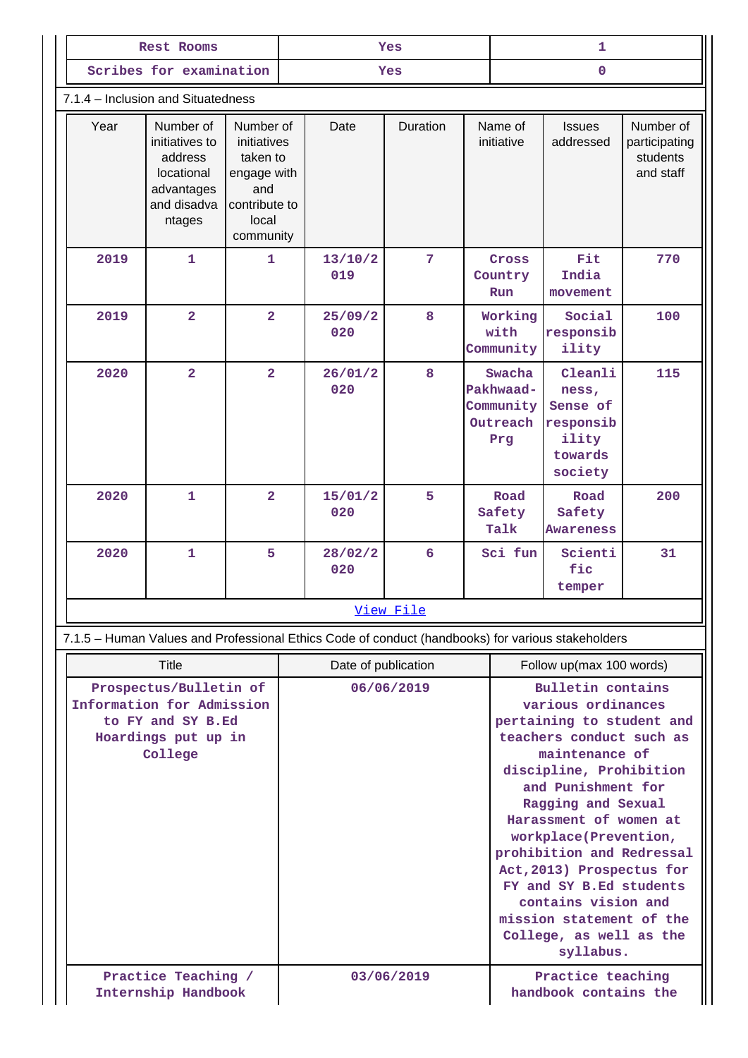| Rest Rooms | Yes | 1 |
|---|---|---|
| Scribes for examination | Yes | 0 |

7.1.4 – Inclusion and Situatedness

| Year | Number of initiatives to address locational advantages and disadvantages | Number of initiatives taken to engage with and contribute to local community | Date | Duration | Name of initiative | Issues addressed | Number of participating students and staff |
|---|---|---|---|---|---|---|---|
| 2019 | 1 | 1 | 13/10/2019 | 7 | Cross Country Run | Fit India movement | 770 |
| 2019 | 2 | 2 | 25/09/2020 | 8 | Working with Community | Social responsibility | 100 |
| 2020 | 2 | 2 | 26/01/2020 | 8 | Swacha Pakhwaad- Community Outreach Prg | Cleanliness, Sense of responsibility towards society | 115 |
| 2020 | 1 | 2 | 15/01/2020 | 5 | Road Safety Talk | Road Safety Awareness | 200 |
| 2020 | 1 | 5 | 28/02/2020 | 6 | Sci fun | Scientific temper | 31 |

[View File]

7.1.5 – Human Values and Professional Ethics Code of conduct (handbooks) for various stakeholders

| Title | Date of publication | Follow up(max 100 words) |
|---|---|---|
| Prospectus/Bulletin of Information for Admission to FY and SY B.Ed Hoardings put up in College | 06/06/2019 | Bulletin contains various ordinances pertaining to student and teachers conduct such as maintenance of discipline, Prohibition and Punishment for Ragging and Sexual Harassment of women at workplace(Prevention, prohibition and Redressal Act,2013) Prospectus for FY and SY B.Ed students contains vision and mission statement of the College, as well as the syllabus. |
| Practice Teaching / Internship Handbook | 03/06/2019 | Practice teaching handbook contains the |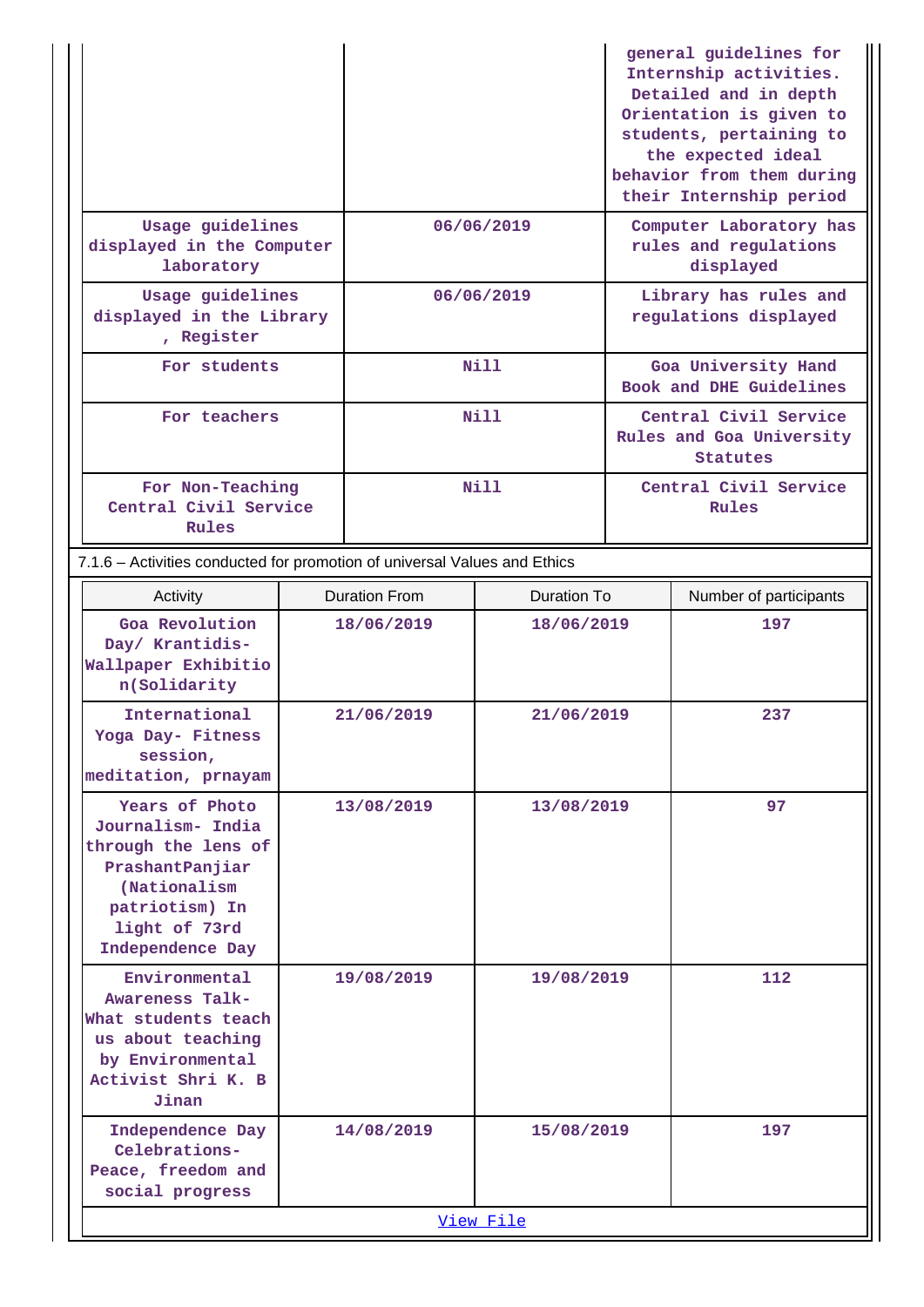| | | |
|---|---|---|
| | | general guidelines for Internship activities. Detailed and in depth Orientation is given to students, pertaining to the expected ideal behavior from them during their Internship period |
| Usage guidelines displayed in the Computer laboratory | 06/06/2019 | Computer Laboratory has rules and regulations displayed |
| Usage guidelines displayed in the Library , Register | 06/06/2019 | Library has rules and regulations displayed |
| For students | Nill | Goa University Hand Book and DHE Guidelines |
| For teachers | Nill | Central Civil Service Rules and Goa University Statutes |
| For Non-Teaching Central Civil Service Rules | Nill | Central Civil Service Rules |

7.1.6 – Activities conducted for promotion of universal Values and Ethics

| Activity | Duration From | Duration To | Number of participants |
|---|---|---|---|
| Goa Revolution Day/ Krantidis- Wallpaper Exhibitio n(Solidarity | 18/06/2019 | 18/06/2019 | 197 |
| International Yoga Day- Fitness session, meditation, prnayam | 21/06/2019 | 21/06/2019 | 237 |
| Years of Photo Journalism- India through the lens of PrashantPanjiar (Nationalism patriotism) In light of 73rd Independence Day | 13/08/2019 | 13/08/2019 | 97 |
| Environmental Awareness Talk- What students teach us about teaching by Environmental Activist Shri K. B Jinan | 19/08/2019 | 19/08/2019 | 112 |
| Independence Day Celebrations- Peace, freedom and social progress | 14/08/2019 | 15/08/2019 | 197 |

View File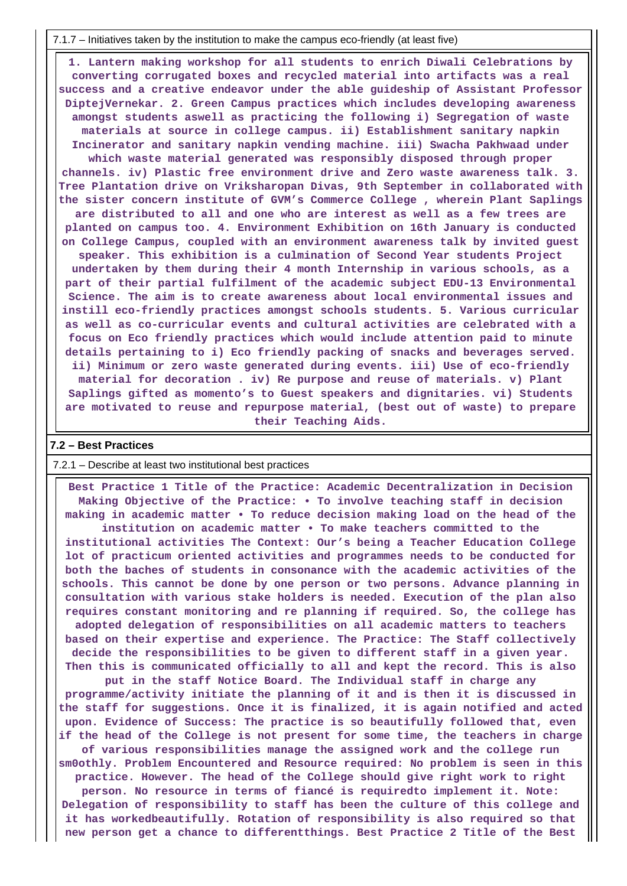7.1.7 – Initiatives taken by the institution to make the campus eco-friendly (at least five)

**1. Lantern making workshop for all students to enrich Diwali Celebrations by converting corrugated boxes and recycled material into artifacts was a real success and a creative endeavor under the able guideship of Assistant Professor DiptejVernekar. 2. Green Campus practices which includes developing awareness amongst students aswell as practicing the following i) Segregation of waste materials at source in college campus. ii) Establishment sanitary napkin Incinerator and sanitary napkin vending machine. iii) Swacha Pakhwaad under which waste material generated was responsibly disposed through proper channels. iv) Plastic free environment drive and Zero waste awareness talk. 3. Tree Plantation drive on Vriksharopan Divas, 9th September in collaborated with the sister concern institute of GVM's Commerce College , wherein Plant Saplings are distributed to all and one who are interest as well as a few trees are planted on campus too. 4. Environment Exhibition on 16th January is conducted on College Campus, coupled with an environment awareness talk by invited guest speaker. This exhibition is a culmination of Second Year students Project undertaken by them during their 4 month Internship in various schools, as a part of their partial fulfilment of the academic subject EDU-13 Environmental Science. The aim is to create awareness about local environmental issues and instill eco-friendly practices amongst schools students. 5. Various curricular as well as co-curricular events and cultural activities are celebrated with a focus on Eco friendly practices which would include attention paid to minute details pertaining to i) Eco friendly packing of snacks and beverages served. ii) Minimum or zero waste generated during events. iii) Use of eco-friendly material for decoration . iv) Re purpose and reuse of materials. v) Plant Saplings gifted as momento's to Guest speakers and dignitaries. vi) Students are motivated to reuse and repurpose material, (best out of waste) to prepare their Teaching Aids.**

## 7.2 – Best Practices

7.2.1 – Describe at least two institutional best practices

**Best Practice 1 Title of the Practice: Academic Decentralization in Decision Making Objective of the Practice: • To involve teaching staff in decision making in academic matter • To reduce decision making load on the head of the institution on academic matter • To make teachers committed to the institutional activities The Context: Our's being a Teacher Education College lot of practicum oriented activities and programmes needs to be conducted for both the baches of students in consonance with the academic activities of the schools. This cannot be done by one person or two persons. Advance planning in consultation with various stake holders is needed. Execution of the plan also requires constant monitoring and re planning if required. So, the college has adopted delegation of responsibilities on all academic matters to teachers based on their expertise and experience. The Practice: The Staff collectively decide the responsibilities to be given to different staff in a given year. Then this is communicated officially to all and kept the record. This is also put in the staff Notice Board. The Individual staff in charge any programme/activity initiate the planning of it and is then it is discussed in the staff for suggestions. Once it is finalized, it is again notified and acted upon. Evidence of Success: The practice is so beautifully followed that, even if the head of the College is not present for some time, the teachers in charge of various responsibilities manage the assigned work and the college run sm0othly. Problem Encountered and Resource required: No problem is seen in this practice. However. The head of the College should give right work to right person. No resource in terms of fiancé is requiredto implement it. Note: Delegation of responsibility to staff has been the culture of this college and it has workedbeautifully. Rotation of responsibility is also required so that new person get a chance to differentthings. Best Practice 2 Title of the Best**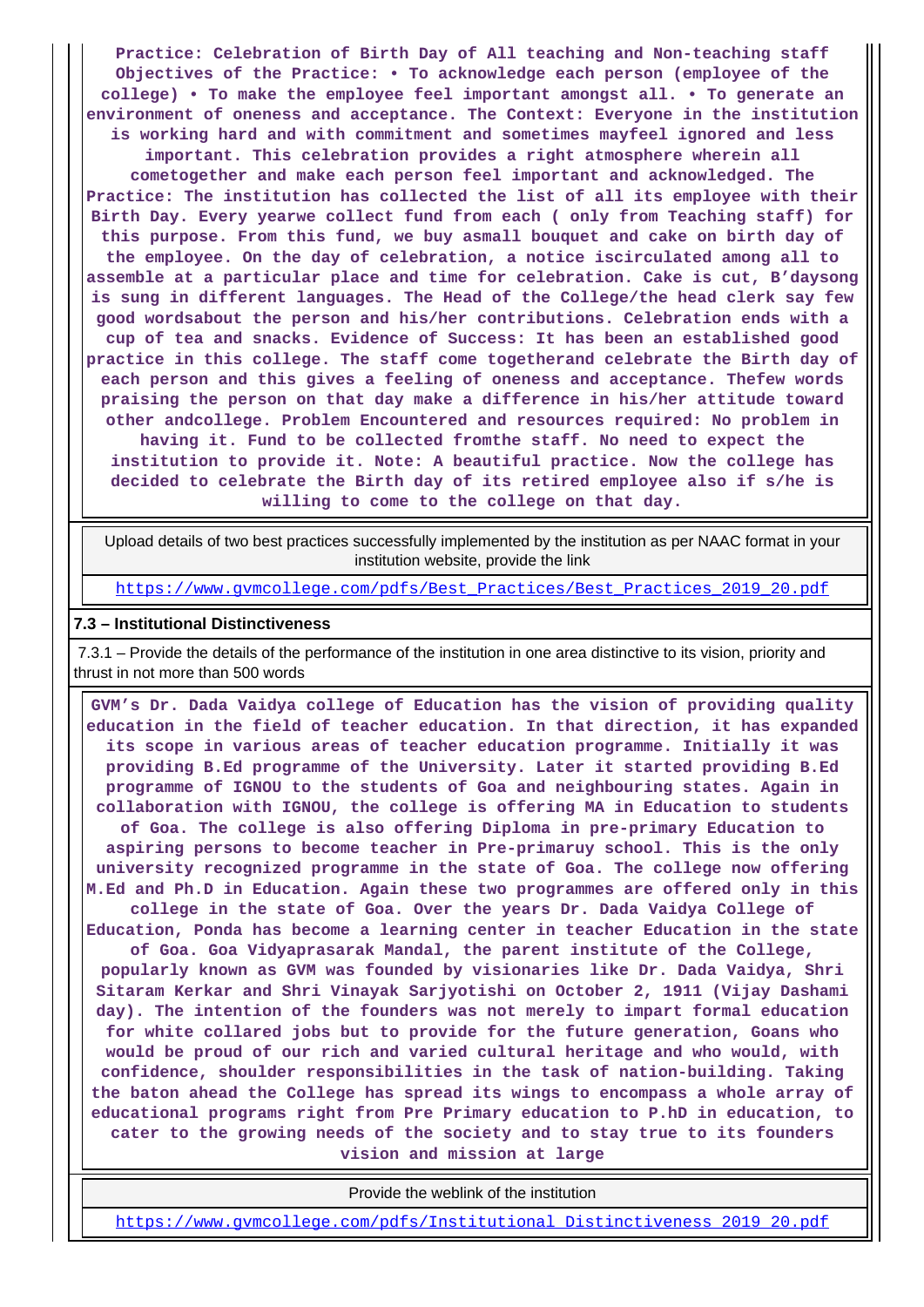**Practice: Celebration of Birth Day of All teaching and Non-teaching staff Objectives of the Practice: • To acknowledge each person (employee of the college) • To make the employee feel important amongst all. • To generate an environment of oneness and acceptance. The Context: Everyone in the institution is working hard and with commitment and sometimes mayfeel ignored and less important. This celebration provides a right atmosphere wherein all cometogether and make each person feel important and acknowledged. The Practice: The institution has collected the list of all its employee with their Birth Day. Every yearwe collect fund from each ( only from Teaching staff) for this purpose. From this fund, we buy asmall bouquet and cake on birth day of the employee. On the day of celebration, a notice iscirculated among all to assemble at a particular place and time for celebration. Cake is cut, B'daysong is sung in different languages. The Head of the College/the head clerk say few good wordsabout the person and his/her contributions. Celebration ends with a cup of tea and snacks. Evidence of Success: It has been an established good practice in this college. The staff come togetherand celebrate the Birth day of each person and this gives a feeling of oneness and acceptance. Thefew words praising the person on that day make a difference in his/her attitude toward other andcollege. Problem Encountered and resources required: No problem in having it. Fund to be collected fromthe staff. No need to expect the institution to provide it. Note: A beautiful practice. Now the college has decided to celebrate the Birth day of its retired employee also if s/he is willing to come to the college on that day.**

| Upload details of two best practices successfully implemented by the institution as per NAAC format in your institution website, provide the link |
|---|
| https://www.gvmcollege.com/pdfs/Best_Practices/Best_Practices_2019_20.pdf |

**7.3 – Institutional Distinctiveness**

7.3.1 – Provide the details of the performance of the institution in one area distinctive to its vision, priority and thrust in not more than 500 words

**GVM's Dr. Dada Vaidya college of Education has the vision of providing quality education in the field of teacher education. In that direction, it has expanded its scope in various areas of teacher education programme. Initially it was providing B.Ed programme of the University. Later it started providing B.Ed programme of IGNOU to the students of Goa and neighbouring states. Again in collaboration with IGNOU, the college is offering MA in Education to students of Goa. The college is also offering Diploma in pre-primary Education to aspiring persons to become teacher in Pre-primaruy school. This is the only university recognized programme in the state of Goa. The college now offering M.Ed and Ph.D in Education. Again these two programmes are offered only in this college in the state of Goa. Over the years Dr. Dada Vaidya College of Education, Ponda has become a learning center in teacher Education in the state of Goa. Goa Vidyaprasarak Mandal, the parent institute of the College, popularly known as GVM was founded by visionaries like Dr. Dada Vaidya, Shri Sitaram Kerkar and Shri Vinayak Sarjyotishi on October 2, 1911 (Vijay Dashami day). The intention of the founders was not merely to impart formal education for white collared jobs but to provide for the future generation, Goans who would be proud of our rich and varied cultural heritage and who would, with confidence, shoulder responsibilities in the task of nation-building. Taking the baton ahead the College has spread its wings to encompass a whole array of educational programs right from Pre Primary education to P.hD in education, to cater to the growing needs of the society and to stay true to its founders vision and mission at large**

| Provide the weblink of the institution |
|---|
| https://www.gvmcollege.com/pdfs/Institutional_Distinctiveness_2019_20.pdf |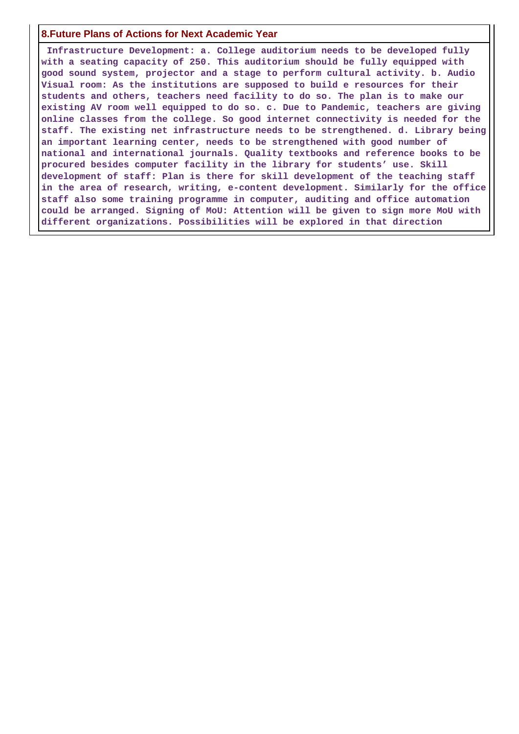## 8.Future Plans of Actions for Next Academic Year

**Infrastructure Development: a. College auditorium needs to be developed fully with a seating capacity of 250. This auditorium should be fully equipped with good sound system, projector and a stage to perform cultural activity. b. Audio Visual room: As the institutions are supposed to build e resources for their students and others, teachers need facility to do so. The plan is to make our existing AV room well equipped to do so. c. Due to Pandemic, teachers are giving online classes from the college. So good internet connectivity is needed for the staff. The existing net infrastructure needs to be strengthened. d. Library being an important learning center, needs to be strengthened with good number of national and international journals. Quality textbooks and reference books to be procured besides computer facility in the library for students' use. Skill development of staff: Plan is there for skill development of the teaching staff in the area of research, writing, e-content development. Similarly for the office staff also some training programme in computer, auditing and office automation could be arranged. Signing of MoU: Attention will be given to sign more MoU with different organizations. Possibilities will be explored in that direction**